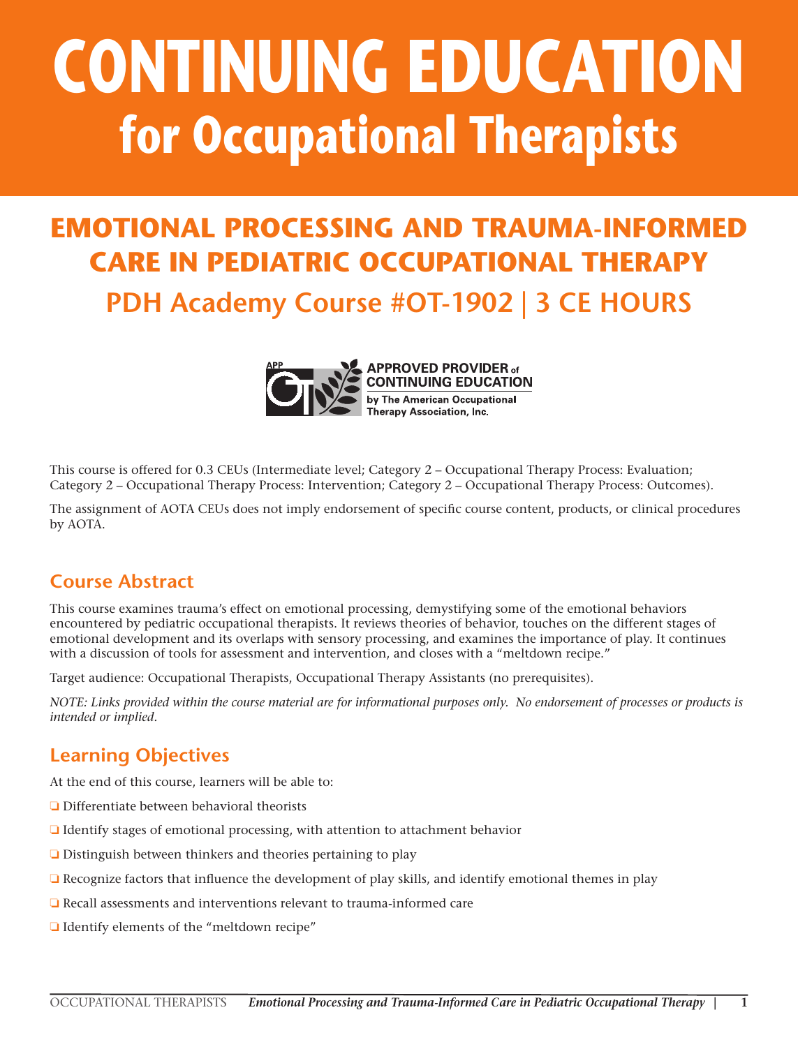# CONTINUING EDUCATION for Occupational Therapists

## EMOTIONAL PROCESSING AND TRAUMA-INFORMED CARE IN PEDIATRIC OCCUPATIONAL THERAPY

### PDH Academy Course #OT-1902 | 3 CE HOURS

APPROVED PROVIDER of CONTINUING EDUCATION by The American Occupational Therapy Association, Inc.

This course is offered for 0.3 CEUs (Intermediate level; Category 2 – Occupational Therapy Process: Evaluation; Category 2 – Occupational Therapy Process: Intervention; Category 2 – Occupational Therapy Process: Outcomes).

The assignment of AOTA CEUs does not imply endorsement of specific course content, products, or clinical procedures by AOTA.

## Course Abstract

This course examines trauma's effect on emotional processing, demystifying some of the emotional behaviors encountered by pediatric occupational therapists. It reviews theories of behavior, touches on the different stages of emotional development and its overlaps with sensory processing, and examines the importance of play. It continues with a discussion of tools for assessment and intervention, and closes with a "meltdown recipe."

Target audience: Occupational Therapists, Occupational Therapy Assistants (no prerequisites).

*NOTE: Links provided within the course material are for informational purposes only. No endorsement of processes or products is intended or implied.*

## Learning Objectives

At the end of this course, learners will be able to:

- Differentiate between behavioral theorists
- Identify stages of emotional processing, with attention to attachment behavior
- Distinguish between thinkers and theories pertaining to play
- Recognize factors that influence the development of play skills, and identify emotional themes in play
- Recall assessments and interventions relevant to trauma-informed care
- Identify elements of the "meltdown recipe"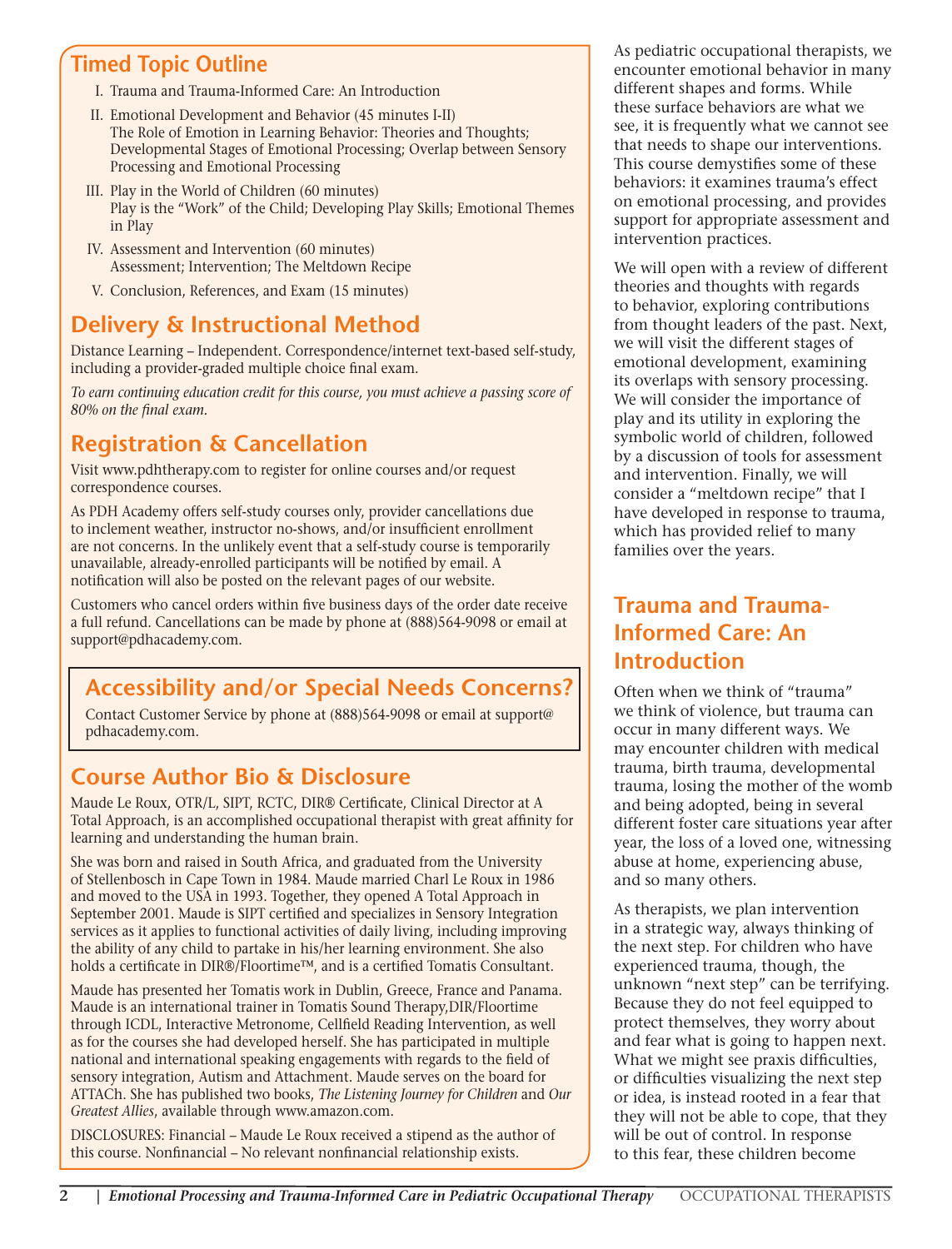## Timed Topic Outline

I. Trauma and Trauma-Informed Care: An Introduction

II. Emotional Development and Behavior (45 minutes I-II)
The Role of Emotion in Learning Behavior: Theories and Thoughts; Developmental Stages of Emotional Processing; Overlap between Sensory Processing and Emotional Processing

III. Play in the World of Children (60 minutes)
Play is the "Work" of the Child; Developing Play Skills; Emotional Themes in Play

IV. Assessment and Intervention (60 minutes)
Assessment; Intervention; The Meltdown Recipe

V. Conclusion, References, and Exam (15 minutes)

## Delivery & Instructional Method

Distance Learning – Independent. Correspondence/internet text-based self-study, including a provider-graded multiple choice final exam.

*To earn continuing education credit for this course, you must achieve a passing score of 80% on the final exam.*

## Registration & Cancellation

Visit www.pdhtherapy.com to register for online courses and/or request correspondence courses.

As PDH Academy offers self-study courses only, provider cancellations due to inclement weather, instructor no-shows, and/or insufficient enrollment are not concerns. In the unlikely event that a self-study course is temporarily unavailable, already-enrolled participants will be notified by email. A notification will also be posted on the relevant pages of our website.

Customers who cancel orders within five business days of the order date receive a full refund. Cancellations can be made by phone at (888)564-9098 or email at support@pdhacademy.com.

## Accessibility and/or Special Needs Concerns?

Contact Customer Service by phone at (888)564-9098 or email at support@pdhacademy.com.

## Course Author Bio & Disclosure

Maude Le Roux, OTR/L, SIPT, RCTC, DIR® Certificate, Clinical Director at A Total Approach, is an accomplished occupational therapist with great affinity for learning and understanding the human brain.

She was born and raised in South Africa, and graduated from the University of Stellenbosch in Cape Town in 1984. Maude married Charl Le Roux in 1986 and moved to the USA in 1993. Together, they opened A Total Approach in September 2001. Maude is SIPT certified and specializes in Sensory Integration services as it applies to functional activities of daily living, including improving the ability of any child to partake in his/her learning environment. She also holds a certificate in DIR®/Floortime™, and is a certified Tomatis Consultant.

Maude has presented her Tomatis work in Dublin, Greece, France and Panama. Maude is an international trainer in Tomatis Sound Therapy,DIR/Floortime through ICDL, Interactive Metronome, Cellfield Reading Intervention, as well as for the courses she had developed herself. She has participated in multiple national and international speaking engagements with regards to the field of sensory integration, Autism and Attachment. Maude serves on the board for ATTACh. She has published two books, *The Listening Journey for Children* and *Our Greatest Allies*, available through www.amazon.com.

DISCLOSURES: Financial – Maude Le Roux received a stipend as the author of this course. Nonfinancial – No relevant nonfinancial relationship exists.

As pediatric occupational therapists, we encounter emotional behavior in many different shapes and forms. While these surface behaviors are what we see, it is frequently what we cannot see that needs to shape our interventions. This course demystifies some of these behaviors: it examines trauma's effect on emotional processing, and provides support for appropriate assessment and intervention practices.

We will open with a review of different theories and thoughts with regards to behavior, exploring contributions from thought leaders of the past. Next, we will visit the different stages of emotional development, examining its overlaps with sensory processing. We will consider the importance of play and its utility in exploring the symbolic world of children, followed by a discussion of tools for assessment and intervention. Finally, we will consider a "meltdown recipe" that I have developed in response to trauma, which has provided relief to many families over the years.

## Trauma and Trauma-Informed Care: An Introduction

Often when we think of "trauma" we think of violence, but trauma can occur in many different ways. We may encounter children with medical trauma, birth trauma, developmental trauma, losing the mother of the womb and being adopted, being in several different foster care situations year after year, the loss of a loved one, witnessing abuse at home, experiencing abuse, and so many others.

As therapists, we plan intervention in a strategic way, always thinking of the next step. For children who have experienced trauma, though, the unknown "next step" can be terrifying. Because they do not feel equipped to protect themselves, they worry about and fear what is going to happen next. What we might see praxis difficulties, or difficulties visualizing the next step or idea, is instead rooted in a fear that they will not be able to cope, that they will be out of control. In response to this fear, these children become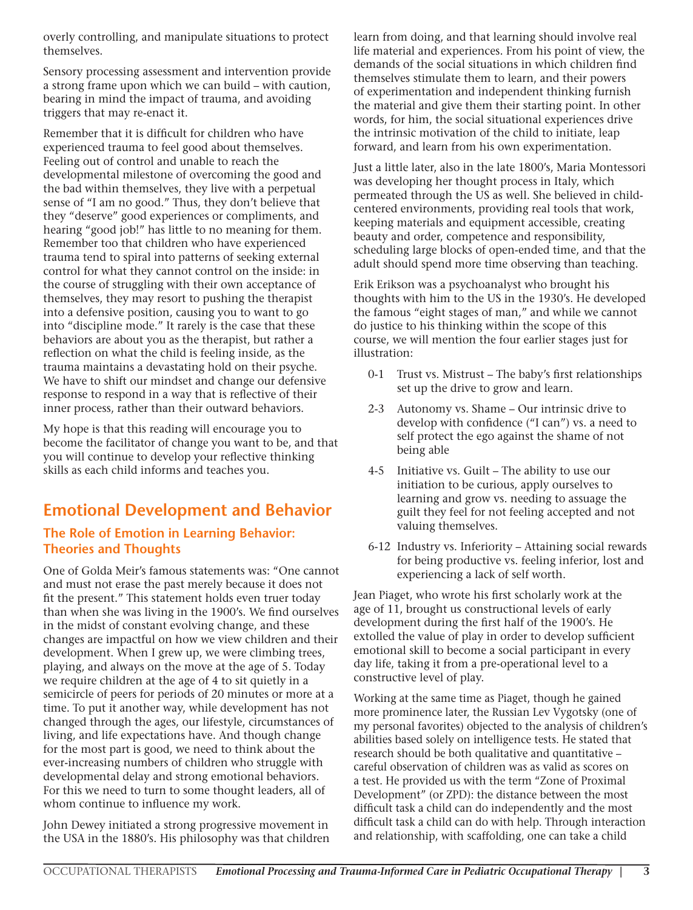overly controlling, and manipulate situations to protect themselves.

Sensory processing assessment and intervention provide a strong frame upon which we can build – with caution, bearing in mind the impact of trauma, and avoiding triggers that may re-enact it.

Remember that it is difficult for children who have experienced trauma to feel good about themselves. Feeling out of control and unable to reach the developmental milestone of overcoming the good and the bad within themselves, they live with a perpetual sense of "I am no good." Thus, they don't believe that they "deserve" good experiences or compliments, and hearing "good job!" has little to no meaning for them. Remember too that children who have experienced trauma tend to spiral into patterns of seeking external control for what they cannot control on the inside: in the course of struggling with their own acceptance of themselves, they may resort to pushing the therapist into a defensive position, causing you to want to go into "discipline mode." It rarely is the case that these behaviors are about you as the therapist, but rather a reflection on what the child is feeling inside, as the trauma maintains a devastating hold on their psyche. We have to shift our mindset and change our defensive response to respond in a way that is reflective of their inner process, rather than their outward behaviors.

My hope is that this reading will encourage you to become the facilitator of change you want to be, and that you will continue to develop your reflective thinking skills as each child informs and teaches you.

## Emotional Development and Behavior

### The Role of Emotion in Learning Behavior: Theories and Thoughts

One of Golda Meir's famous statements was: "One cannot and must not erase the past merely because it does not fit the present." This statement holds even truer today than when she was living in the 1900's. We find ourselves in the midst of constant evolving change, and these changes are impactful on how we view children and their development. When I grew up, we were climbing trees, playing, and always on the move at the age of 5. Today we require children at the age of 4 to sit quietly in a semicircle of peers for periods of 20 minutes or more at a time. To put it another way, while development has not changed through the ages, our lifestyle, circumstances of living, and life expectations have. And though change for the most part is good, we need to think about the ever-increasing numbers of children who struggle with developmental delay and strong emotional behaviors. For this we need to turn to some thought leaders, all of whom continue to influence my work.

John Dewey initiated a strong progressive movement in the USA in the 1880's. His philosophy was that children learn from doing, and that learning should involve real life material and experiences. From his point of view, the demands of the social situations in which children find themselves stimulate them to learn, and their powers of experimentation and independent thinking furnish the material and give them their starting point. In other words, for him, the social situational experiences drive the intrinsic motivation of the child to initiate, leap forward, and learn from his own experimentation.

Just a little later, also in the late 1800's, Maria Montessori was developing her thought process in Italy, which permeated through the US as well. She believed in child-centered environments, providing real tools that work, keeping materials and equipment accessible, creating beauty and order, competence and responsibility, scheduling large blocks of open-ended time, and that the adult should spend more time observing than teaching.

Erik Erikson was a psychoanalyst who brought his thoughts with him to the US in the 1930's. He developed the famous "eight stages of man," and while we cannot do justice to his thinking within the scope of this course, we will mention the four earlier stages just for illustration:

- 0-1 Trust vs. Mistrust – The baby's first relationships set up the drive to grow and learn.
- 2-3 Autonomy vs. Shame – Our intrinsic drive to develop with confidence ("I can") vs. a need to self protect the ego against the shame of not being able
- 4-5 Initiative vs. Guilt – The ability to use our initiation to be curious, apply ourselves to learning and grow vs. needing to assuage the guilt they feel for not feeling accepted and not valuing themselves.
- 6-12 Industry vs. Inferiority – Attaining social rewards for being productive vs. feeling inferior, lost and experiencing a lack of self worth.

Jean Piaget, who wrote his first scholarly work at the age of 11, brought us constructional levels of early development during the first half of the 1900's. He extolled the value of play in order to develop sufficient emotional skill to become a social participant in every day life, taking it from a pre-operational level to a constructive level of play.

Working at the same time as Piaget, though he gained more prominence later, the Russian Lev Vygotsky (one of my personal favorites) objected to the analysis of children's abilities based solely on intelligence tests. He stated that research should be both qualitative and quantitative – careful observation of children was as valid as scores on a test. He provided us with the term "Zone of Proximal Development" (or ZPD): the distance between the most difficult task a child can do independently and the most difficult task a child can do with help. Through interaction and relationship, with scaffolding, one can take a child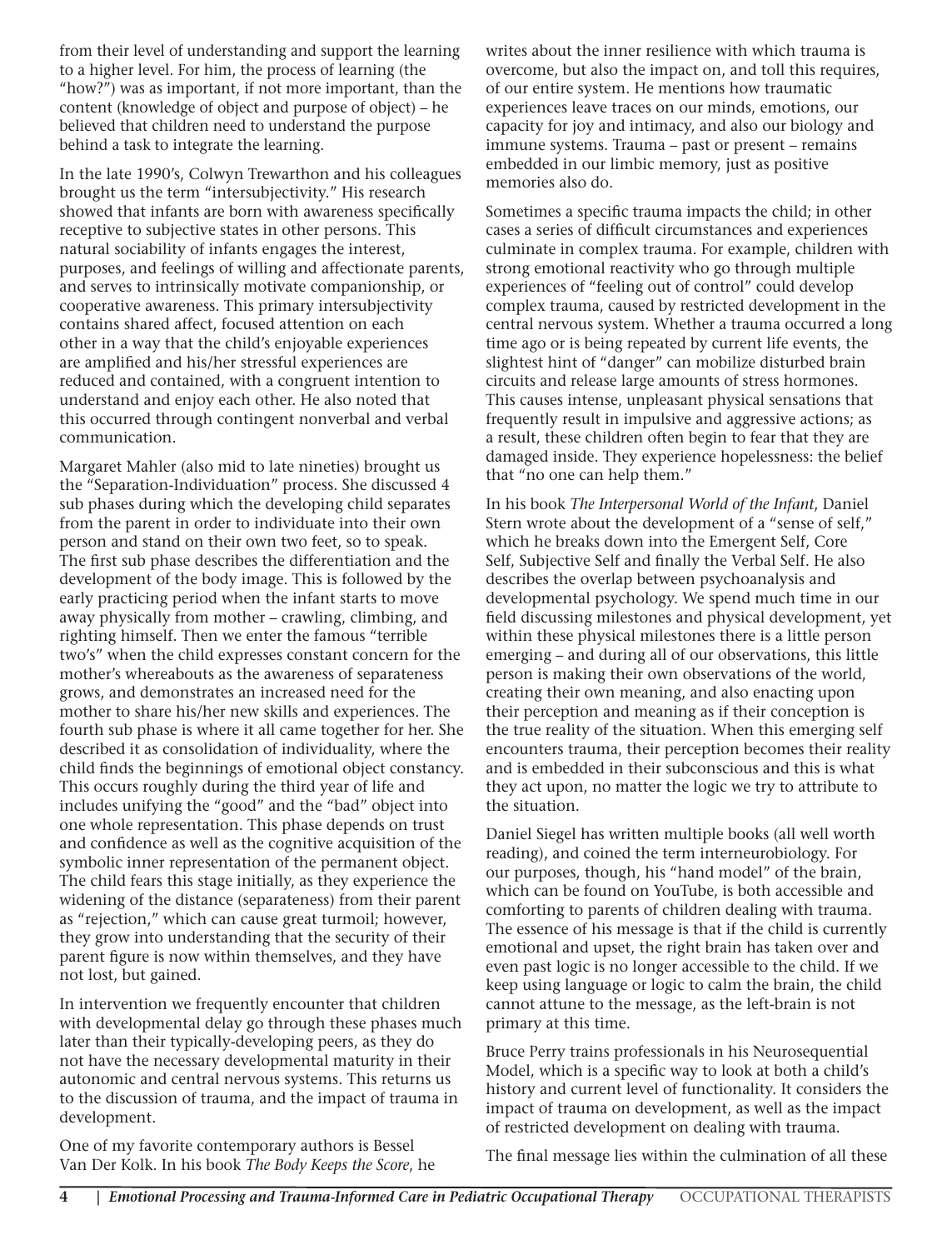from their level of understanding and support the learning to a higher level. For him, the process of learning (the "how?") was as important, if not more important, than the content (knowledge of object and purpose of object) – he believed that children need to understand the purpose behind a task to integrate the learning.

In the late 1990's, Colwyn Trewarthon and his colleagues brought us the term "intersubjectivity." His research showed that infants are born with awareness specifically receptive to subjective states in other persons. This natural sociability of infants engages the interest, purposes, and feelings of willing and affectionate parents, and serves to intrinsically motivate companionship, or cooperative awareness. This primary intersubjectivity contains shared affect, focused attention on each other in a way that the child's enjoyable experiences are amplified and his/her stressful experiences are reduced and contained, with a congruent intention to understand and enjoy each other. He also noted that this occurred through contingent nonverbal and verbal communication.

Margaret Mahler (also mid to late nineties) brought us the "Separation-Individuation" process. She discussed 4 sub phases during which the developing child separates from the parent in order to individuate into their own person and stand on their own two feet, so to speak. The first sub phase describes the differentiation and the development of the body image. This is followed by the early practicing period when the infant starts to move away physically from mother – crawling, climbing, and righting himself. Then we enter the famous "terrible two's" when the child expresses constant concern for the mother's whereabouts as the awareness of separateness grows, and demonstrates an increased need for the mother to share his/her new skills and experiences. The fourth sub phase is where it all came together for her. She described it as consolidation of individuality, where the child finds the beginnings of emotional object constancy. This occurs roughly during the third year of life and includes unifying the "good" and the "bad" object into one whole representation. This phase depends on trust and confidence as well as the cognitive acquisition of the symbolic inner representation of the permanent object. The child fears this stage initially, as they experience the widening of the distance (separateness) from their parent as "rejection," which can cause great turmoil; however, they grow into understanding that the security of their parent figure is now within themselves, and they have not lost, but gained.

In intervention we frequently encounter that children with developmental delay go through these phases much later than their typically-developing peers, as they do not have the necessary developmental maturity in their autonomic and central nervous systems. This returns us to the discussion of trauma, and the impact of trauma in development.

One of my favorite contemporary authors is Bessel Van Der Kolk. In his book *The Body Keeps the Score*, he writes about the inner resilience with which trauma is overcome, but also the impact on, and toll this requires, of our entire system. He mentions how traumatic experiences leave traces on our minds, emotions, our capacity for joy and intimacy, and also our biology and immune systems. Trauma – past or present – remains embedded in our limbic memory, just as positive memories also do.

Sometimes a specific trauma impacts the child; in other cases a series of difficult circumstances and experiences culminate in complex trauma. For example, children with strong emotional reactivity who go through multiple experiences of "feeling out of control" could develop complex trauma, caused by restricted development in the central nervous system. Whether a trauma occurred a long time ago or is being repeated by current life events, the slightest hint of "danger" can mobilize disturbed brain circuits and release large amounts of stress hormones. This causes intense, unpleasant physical sensations that frequently result in impulsive and aggressive actions; as a result, these children often begin to fear that they are damaged inside. They experience hopelessness: the belief that "no one can help them."

In his book *The Interpersonal World of the Infant*, Daniel Stern wrote about the development of a "sense of self," which he breaks down into the Emergent Self, Core Self, Subjective Self and finally the Verbal Self. He also describes the overlap between psychoanalysis and developmental psychology. We spend much time in our field discussing milestones and physical development, yet within these physical milestones there is a little person emerging – and during all of our observations, this little person is making their own observations of the world, creating their own meaning, and also enacting upon their perception and meaning as if their conception is the true reality of the situation. When this emerging self encounters trauma, their perception becomes their reality and is embedded in their subconscious and this is what they act upon, no matter the logic we try to attribute to the situation.

Daniel Siegel has written multiple books (all well worth reading), and coined the term interneurobiology. For our purposes, though, his "hand model" of the brain, which can be found on YouTube, is both accessible and comforting to parents of children dealing with trauma. The essence of his message is that if the child is currently emotional and upset, the right brain has taken over and even past logic is no longer accessible to the child. If we keep using language or logic to calm the brain, the child cannot attune to the message, as the left-brain is not primary at this time.

Bruce Perry trains professionals in his Neurosequential Model, which is a specific way to look at both a child's history and current level of functionality. It considers the impact of trauma on development, as well as the impact of restricted development on dealing with trauma.

The final message lies within the culmination of all these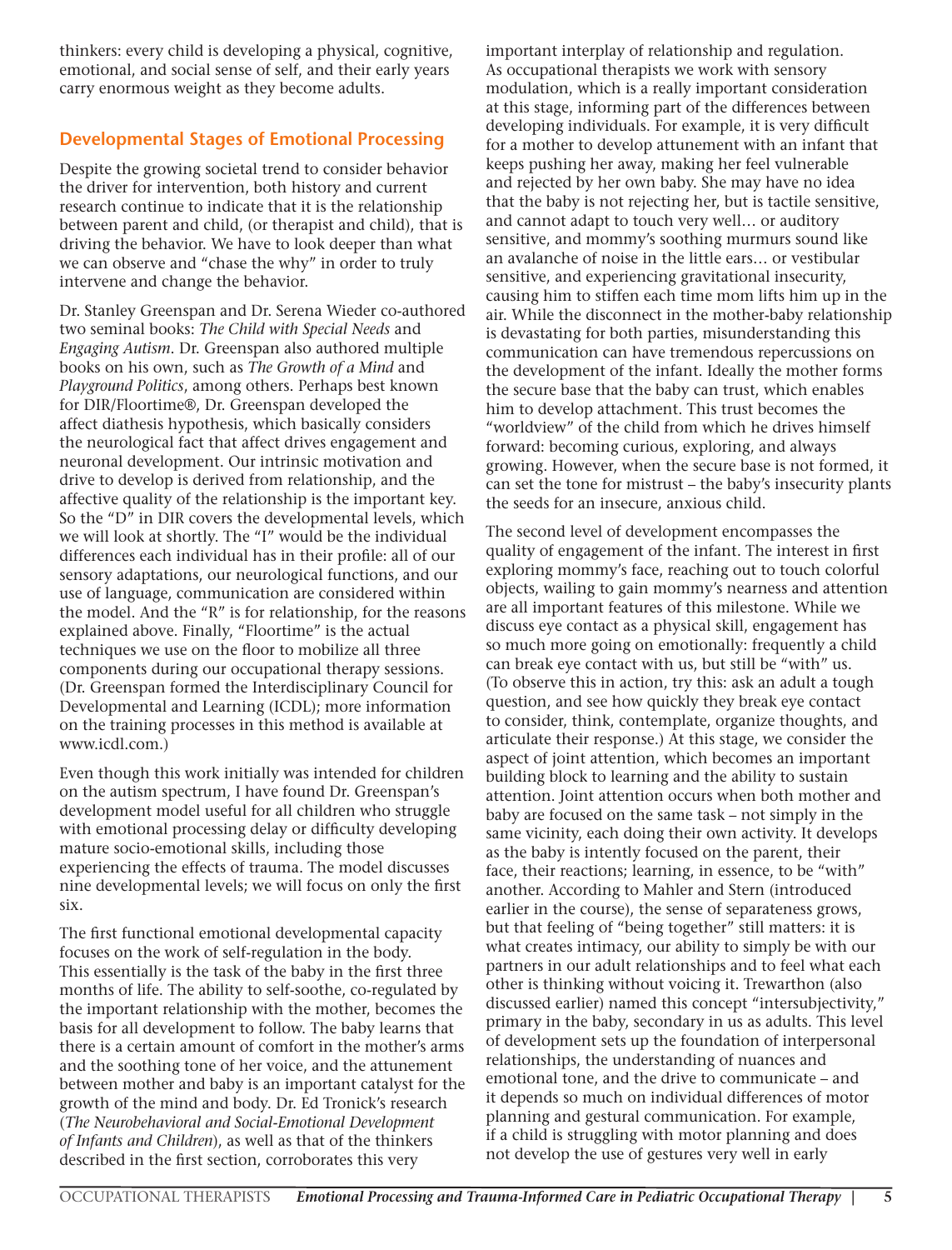thinkers: every child is developing a physical, cognitive, emotional, and social sense of self, and their early years carry enormous weight as they become adults.

## Developmental Stages of Emotional Processing

Despite the growing societal trend to consider behavior the driver for intervention, both history and current research continue to indicate that it is the relationship between parent and child, (or therapist and child), that is driving the behavior. We have to look deeper than what we can observe and "chase the why" in order to truly intervene and change the behavior.

Dr. Stanley Greenspan and Dr. Serena Wieder co-authored two seminal books: *The Child with Special Needs* and *Engaging Autism*. Dr. Greenspan also authored multiple books on his own, such as *The Growth of a Mind* and *Playground Politics*, among others. Perhaps best known for DIR/Floortime®, Dr. Greenspan developed the affect diathesis hypothesis, which basically considers the neurological fact that affect drives engagement and neuronal development. Our intrinsic motivation and drive to develop is derived from relationship, and the affective quality of the relationship is the important key. So the "D" in DIR covers the developmental levels, which we will look at shortly. The "I" would be the individual differences each individual has in their profile: all of our sensory adaptations, our neurological functions, and our use of language, communication are considered within the model. And the "R" is for relationship, for the reasons explained above. Finally, "Floortime" is the actual techniques we use on the floor to mobilize all three components during our occupational therapy sessions. (Dr. Greenspan formed the Interdisciplinary Council for Developmental and Learning (ICDL); more information on the training processes in this method is available at www.icdl.com.)

Even though this work initially was intended for children on the autism spectrum, I have found Dr. Greenspan's development model useful for all children who struggle with emotional processing delay or difficulty developing mature socio-emotional skills, including those experiencing the effects of trauma. The model discusses nine developmental levels; we will focus on only the first six.

The first functional emotional developmental capacity focuses on the work of self-regulation in the body. This essentially is the task of the baby in the first three months of life. The ability to self-soothe, co-regulated by the important relationship with the mother, becomes the basis for all development to follow. The baby learns that there is a certain amount of comfort in the mother's arms and the soothing tone of her voice, and the attunement between mother and baby is an important catalyst for the growth of the mind and body. Dr. Ed Tronick's research (*The Neurobehavioral and Social-Emotional Development of Infants and Children*), as well as that of the thinkers described in the first section, corroborates this very important interplay of relationship and regulation. As occupational therapists we work with sensory modulation, which is a really important consideration at this stage, informing part of the differences between developing individuals. For example, it is very difficult for a mother to develop attunement with an infant that keeps pushing her away, making her feel vulnerable and rejected by her own baby. She may have no idea that the baby is not rejecting her, but is tactile sensitive, and cannot adapt to touch very well… or auditory sensitive, and mommy's soothing murmurs sound like an avalanche of noise in the little ears… or vestibular sensitive, and experiencing gravitational insecurity, causing him to stiffen each time mom lifts him up in the air. While the disconnect in the mother-baby relationship is devastating for both parties, misunderstanding this communication can have tremendous repercussions on the development of the infant. Ideally the mother forms the secure base that the baby can trust, which enables him to develop attachment. This trust becomes the "worldview" of the child from which he drives himself forward: becoming curious, exploring, and always growing. However, when the secure base is not formed, it can set the tone for mistrust – the baby's insecurity plants the seeds for an insecure, anxious child.

The second level of development encompasses the quality of engagement of the infant. The interest in first exploring mommy's face, reaching out to touch colorful objects, wailing to gain mommy's nearness and attention are all important features of this milestone. While we discuss eye contact as a physical skill, engagement has so much more going on emotionally: frequently a child can break eye contact with us, but still be "with" us. (To observe this in action, try this: ask an adult a tough question, and see how quickly they break eye contact to consider, think, contemplate, organize thoughts, and articulate their response.) At this stage, we consider the aspect of joint attention, which becomes an important building block to learning and the ability to sustain attention. Joint attention occurs when both mother and baby are focused on the same task – not simply in the same vicinity, each doing their own activity. It develops as the baby is intently focused on the parent, their face, their reactions; learning, in essence, to be "with" another. According to Mahler and Stern (introduced earlier in the course), the sense of separateness grows, but that feeling of "being together" still matters: it is what creates intimacy, our ability to simply be with our partners in our adult relationships and to feel what each other is thinking without voicing it. Trewarthon (also discussed earlier) named this concept "intersubjectivity," primary in the baby, secondary in us as adults. This level of development sets up the foundation of interpersonal relationships, the understanding of nuances and emotional tone, and the drive to communicate – and it depends so much on individual differences of motor planning and gestural communication. For example, if a child is struggling with motor planning and does not develop the use of gestures very well in early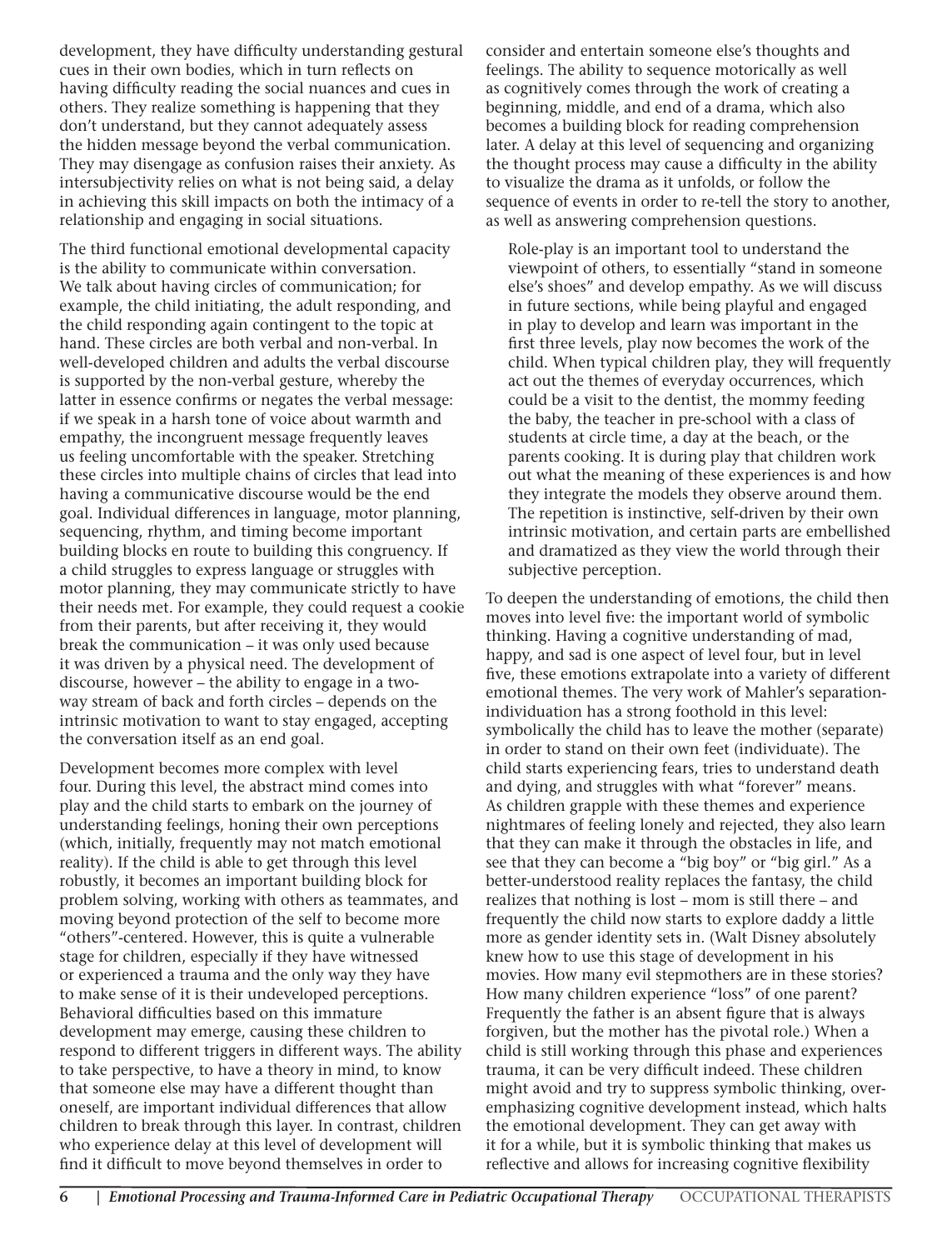development, they have difficulty understanding gestural cues in their own bodies, which in turn reflects on having difficulty reading the social nuances and cues in others. They realize something is happening that they don't understand, but they cannot adequately assess the hidden message beyond the verbal communication. They may disengage as confusion raises their anxiety. As intersubjectivity relies on what is not being said, a delay in achieving this skill impacts on both the intimacy of a relationship and engaging in social situations.

The third functional emotional developmental capacity is the ability to communicate within conversation. We talk about having circles of communication; for example, the child initiating, the adult responding, and the child responding again contingent to the topic at hand. These circles are both verbal and non-verbal. In well-developed children and adults the verbal discourse is supported by the non-verbal gesture, whereby the latter in essence confirms or negates the verbal message: if we speak in a harsh tone of voice about warmth and empathy, the incongruent message frequently leaves us feeling uncomfortable with the speaker. Stretching these circles into multiple chains of circles that lead into having a communicative discourse would be the end goal. Individual differences in language, motor planning, sequencing, rhythm, and timing become important building blocks en route to building this congruency. If a child struggles to express language or struggles with motor planning, they may communicate strictly to have their needs met. For example, they could request a cookie from their parents, but after receiving it, they would break the communication – it was only used because it was driven by a physical need. The development of discourse, however – the ability to engage in a two-way stream of back and forth circles – depends on the intrinsic motivation to want to stay engaged, accepting the conversation itself as an end goal.

Development becomes more complex with level four. During this level, the abstract mind comes into play and the child starts to embark on the journey of understanding feelings, honing their own perceptions (which, initially, frequently may not match emotional reality). If the child is able to get through this level robustly, it becomes an important building block for problem solving, working with others as teammates, and moving beyond protection of the self to become more "others"-centered. However, this is quite a vulnerable stage for children, especially if they have witnessed or experienced a trauma and the only way they have to make sense of it is their undeveloped perceptions. Behavioral difficulties based on this immature development may emerge, causing these children to respond to different triggers in different ways. The ability to take perspective, to have a theory in mind, to know that someone else may have a different thought than oneself, are important individual differences that allow children to break through this layer. In contrast, children who experience delay at this level of development will find it difficult to move beyond themselves in order to consider and entertain someone else's thoughts and feelings. The ability to sequence motorically as well as cognitively comes through the work of creating a beginning, middle, and end of a drama, which also becomes a building block for reading comprehension later. A delay at this level of sequencing and organizing the thought process may cause a difficulty in the ability to visualize the drama as it unfolds, or follow the sequence of events in order to re-tell the story to another, as well as answering comprehension questions.

> Role-play is an important tool to understand the viewpoint of others, to essentially "stand in someone else's shoes" and develop empathy. As we will discuss in future sections, while being playful and engaged in play to develop and learn was important in the first three levels, play now becomes the work of the child. When typical children play, they will frequently act out the themes of everyday occurrences, which could be a visit to the dentist, the mommy feeding the baby, the teacher in pre-school with a class of students at circle time, a day at the beach, or the parents cooking. It is during play that children work out what the meaning of these experiences is and how they integrate the models they observe around them. The repetition is instinctive, self-driven by their own intrinsic motivation, and certain parts are embellished and dramatized as they view the world through their subjective perception.

To deepen the understanding of emotions, the child then moves into level five: the important world of symbolic thinking. Having a cognitive understanding of mad, happy, and sad is one aspect of level four, but in level five, these emotions extrapolate into a variety of different emotional themes. The very work of Mahler's separation-individuation has a strong foothold in this level: symbolically the child has to leave the mother (separate) in order to stand on their own feet (individuate). The child starts experiencing fears, tries to understand death and dying, and struggles with what "forever" means. As children grapple with these themes and experience nightmares of feeling lonely and rejected, they also learn that they can make it through the obstacles in life, and see that they can become a "big boy" or "big girl." As a better-understood reality replaces the fantasy, the child realizes that nothing is lost – mom is still there – and frequently the child now starts to explore daddy a little more as gender identity sets in. (Walt Disney absolutely knew how to use this stage of development in his movies. How many evil stepmothers are in these stories? How many children experience "loss" of one parent? Frequently the father is an absent figure that is always forgiven, but the mother has the pivotal role.) When a child is still working through this phase and experiences trauma, it can be very difficult indeed. These children might avoid and try to suppress symbolic thinking, over-emphasizing cognitive development instead, which halts the emotional development. They can get away with it for a while, but it is symbolic thinking that makes us reflective and allows for increasing cognitive flexibility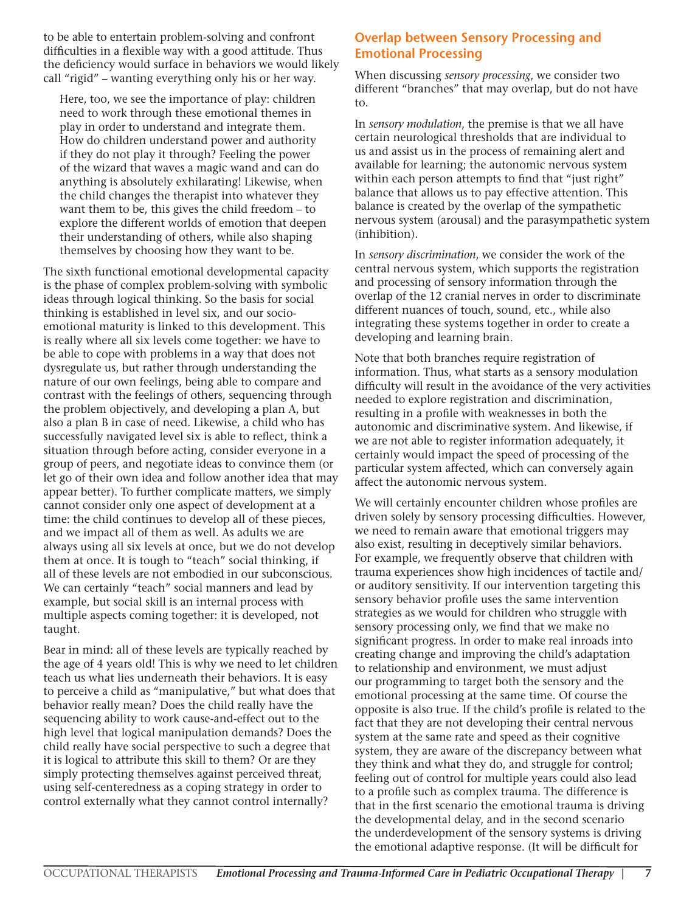to be able to entertain problem-solving and confront difficulties in a flexible way with a good attitude. Thus the deficiency would surface in behaviors we would likely call "rigid" – wanting everything only his or her way.

> Here, too, we see the importance of play: children need to work through these emotional themes in play in order to understand and integrate them. How do children understand power and authority if they do not play it through? Feeling the power of the wizard that waves a magic wand and can do anything is absolutely exhilarating! Likewise, when the child changes the therapist into whatever they want them to be, this gives the child freedom – to explore the different worlds of emotion that deepen their understanding of others, while also shaping themselves by choosing how they want to be.

The sixth functional emotional developmental capacity is the phase of complex problem-solving with symbolic ideas through logical thinking. So the basis for social thinking is established in level six, and our socio-emotional maturity is linked to this development. This is really where all six levels come together: we have to be able to cope with problems in a way that does not dysregulate us, but rather through understanding the nature of our own feelings, being able to compare and contrast with the feelings of others, sequencing through the problem objectively, and developing a plan A, but also a plan B in case of need. Likewise, a child who has successfully navigated level six is able to reflect, think a situation through before acting, consider everyone in a group of peers, and negotiate ideas to convince them (or let go of their own idea and follow another idea that may appear better). To further complicate matters, we simply cannot consider only one aspect of development at a time: the child continues to develop all of these pieces, and we impact all of them as well. As adults we are always using all six levels at once, but we do not develop them at once. It is tough to "teach" social thinking, if all of these levels are not embodied in our subconscious. We can certainly "teach" social manners and lead by example, but social skill is an internal process with multiple aspects coming together: it is developed, not taught.

Bear in mind: all of these levels are typically reached by the age of 4 years old! This is why we need to let children teach us what lies underneath their behaviors. It is easy to perceive a child as "manipulative," but what does that behavior really mean? Does the child really have the sequencing ability to work cause-and-effect out to the high level that logical manipulation demands? Does the child really have social perspective to such a degree that it is logical to attribute this skill to them? Or are they simply protecting themselves against perceived threat, using self-centeredness as a coping strategy in order to control externally what they cannot control internally?

## Overlap between Sensory Processing and Emotional Processing

When discussing *sensory processing*, we consider two different "branches" that may overlap, but do not have to.

In *sensory modulation*, the premise is that we all have certain neurological thresholds that are individual to us and assist us in the process of remaining alert and available for learning; the autonomic nervous system within each person attempts to find that "just right" balance that allows us to pay effective attention. This balance is created by the overlap of the sympathetic nervous system (arousal) and the parasympathetic system (inhibition).

In *sensory discrimination*, we consider the work of the central nervous system, which supports the registration and processing of sensory information through the overlap of the 12 cranial nerves in order to discriminate different nuances of touch, sound, etc., while also integrating these systems together in order to create a developing and learning brain.

Note that both branches require registration of information. Thus, what starts as a sensory modulation difficulty will result in the avoidance of the very activities needed to explore registration and discrimination, resulting in a profile with weaknesses in both the autonomic and discriminative system. And likewise, if we are not able to register information adequately, it certainly would impact the speed of processing of the particular system affected, which can conversely again affect the autonomic nervous system.

We will certainly encounter children whose profiles are driven solely by sensory processing difficulties. However, we need to remain aware that emotional triggers may also exist, resulting in deceptively similar behaviors. For example, we frequently observe that children with trauma experiences show high incidences of tactile and/or auditory sensitivity. If our intervention targeting this sensory behavior profile uses the same intervention strategies as we would for children who struggle with sensory processing only, we find that we make no significant progress. In order to make real inroads into creating change and improving the child's adaptation to relationship and environment, we must adjust our programming to target both the sensory and the emotional processing at the same time. Of course the opposite is also true. If the child's profile is related to the fact that they are not developing their central nervous system at the same rate and speed as their cognitive system, they are aware of the discrepancy between what they think and what they do, and struggle for control; feeling out of control for multiple years could also lead to a profile such as complex trauma. The difference is that in the first scenario the emotional trauma is driving the developmental delay, and in the second scenario the underdevelopment of the sensory systems is driving the emotional adaptive response. (It will be difficult for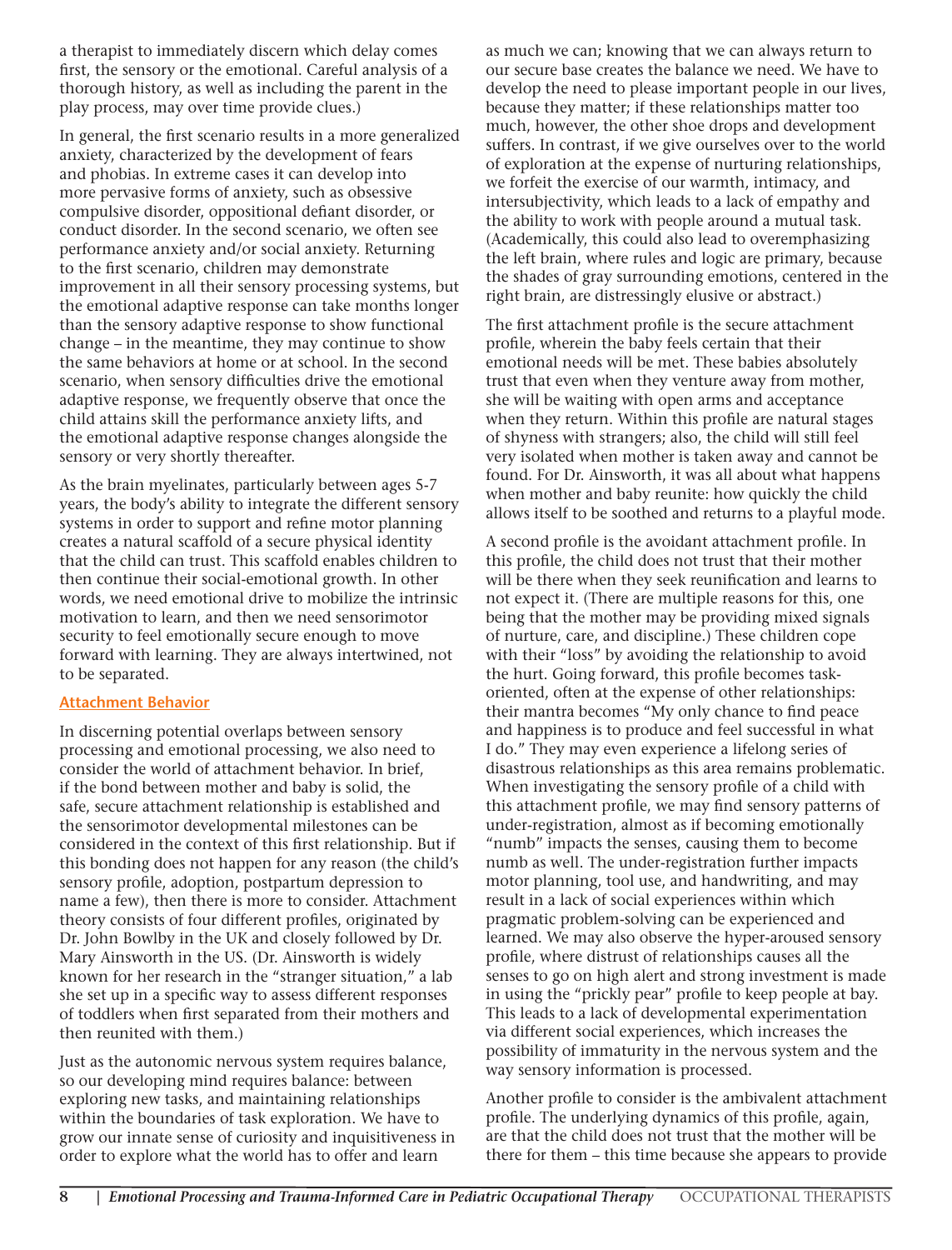a therapist to immediately discern which delay comes first, the sensory or the emotional. Careful analysis of a thorough history, as well as including the parent in the play process, may over time provide clues.)

In general, the first scenario results in a more generalized anxiety, characterized by the development of fears and phobias. In extreme cases it can develop into more pervasive forms of anxiety, such as obsessive compulsive disorder, oppositional defiant disorder, or conduct disorder. In the second scenario, we often see performance anxiety and/or social anxiety. Returning to the first scenario, children may demonstrate improvement in all their sensory processing systems, but the emotional adaptive response can take months longer than the sensory adaptive response to show functional change – in the meantime, they may continue to show the same behaviors at home or at school. In the second scenario, when sensory difficulties drive the emotional adaptive response, we frequently observe that once the child attains skill the performance anxiety lifts, and the emotional adaptive response changes alongside the sensory or very shortly thereafter.

As the brain myelinates, particularly between ages 5-7 years, the body's ability to integrate the different sensory systems in order to support and refine motor planning creates a natural scaffold of a secure physical identity that the child can trust. This scaffold enables children to then continue their social-emotional growth. In other words, we need emotional drive to mobilize the intrinsic motivation to learn, and then we need sensorimotor security to feel emotionally secure enough to move forward with learning. They are always intertwined, not to be separated.

### Attachment Behavior

In discerning potential overlaps between sensory processing and emotional processing, we also need to consider the world of attachment behavior. In brief, if the bond between mother and baby is solid, the safe, secure attachment relationship is established and the sensorimotor developmental milestones can be considered in the context of this first relationship. But if this bonding does not happen for any reason (the child's sensory profile, adoption, postpartum depression to name a few), then there is more to consider. Attachment theory consists of four different profiles, originated by Dr. John Bowlby in the UK and closely followed by Dr. Mary Ainsworth in the US. (Dr. Ainsworth is widely known for her research in the "stranger situation," a lab she set up in a specific way to assess different responses of toddlers when first separated from their mothers and then reunited with them.)

Just as the autonomic nervous system requires balance, so our developing mind requires balance: between exploring new tasks, and maintaining relationships within the boundaries of task exploration. We have to grow our innate sense of curiosity and inquisitiveness in order to explore what the world has to offer and learn as much we can; knowing that we can always return to our secure base creates the balance we need. We have to develop the need to please important people in our lives, because they matter; if these relationships matter too much, however, the other shoe drops and development suffers. In contrast, if we give ourselves over to the world of exploration at the expense of nurturing relationships, we forfeit the exercise of our warmth, intimacy, and intersubjectivity, which leads to a lack of empathy and the ability to work with people around a mutual task. (Academically, this could also lead to overemphasizing the left brain, where rules and logic are primary, because the shades of gray surrounding emotions, centered in the right brain, are distressingly elusive or abstract.)

The first attachment profile is the secure attachment profile, wherein the baby feels certain that their emotional needs will be met. These babies absolutely trust that even when they venture away from mother, she will be waiting with open arms and acceptance when they return. Within this profile are natural stages of shyness with strangers; also, the child will still feel very isolated when mother is taken away and cannot be found. For Dr. Ainsworth, it was all about what happens when mother and baby reunite: how quickly the child allows itself to be soothed and returns to a playful mode.

A second profile is the avoidant attachment profile. In this profile, the child does not trust that their mother will be there when they seek reunification and learns to not expect it. (There are multiple reasons for this, one being that the mother may be providing mixed signals of nurture, care, and discipline.) These children cope with their "loss" by avoiding the relationship to avoid the hurt. Going forward, this profile becomes task-oriented, often at the expense of other relationships: their mantra becomes "My only chance to find peace and happiness is to produce and feel successful in what I do." They may even experience a lifelong series of disastrous relationships as this area remains problematic. When investigating the sensory profile of a child with this attachment profile, we may find sensory patterns of under-registration, almost as if becoming emotionally "numb" impacts the senses, causing them to become numb as well. The under-registration further impacts motor planning, tool use, and handwriting, and may result in a lack of social experiences within which pragmatic problem-solving can be experienced and learned. We may also observe the hyper-aroused sensory profile, where distrust of relationships causes all the senses to go on high alert and strong investment is made in using the "prickly pear" profile to keep people at bay. This leads to a lack of developmental experimentation via different social experiences, which increases the possibility of immaturity in the nervous system and the way sensory information is processed.

Another profile to consider is the ambivalent attachment profile. The underlying dynamics of this profile, again, are that the child does not trust that the mother will be there for them – this time because she appears to provide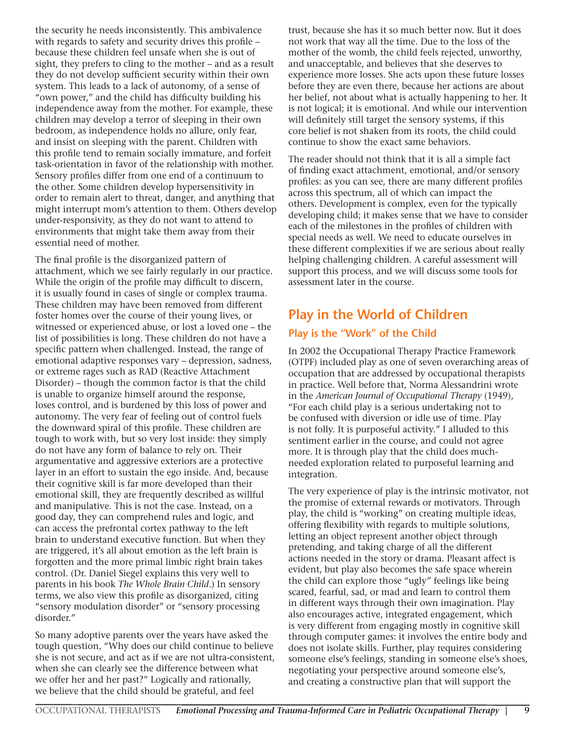the security he needs inconsistently. This ambivalence with regards to safety and security drives this profile – because these children feel unsafe when she is out of sight, they prefers to cling to the mother – and as a result they do not develop sufficient security within their own system. This leads to a lack of autonomy, of a sense of "own power," and the child has difficulty building his independence away from the mother. For example, these children may develop a terror of sleeping in their own bedroom, as independence holds no allure, only fear, and insist on sleeping with the parent. Children with this profile tend to remain socially immature, and forfeit task-orientation in favor of the relationship with mother. Sensory profiles differ from one end of a continuum to the other. Some children develop hypersensitivity in order to remain alert to threat, danger, and anything that might interrupt mom's attention to them. Others develop under-responsivity, as they do not want to attend to environments that might take them away from their essential need of mother.

The final profile is the disorganized pattern of attachment, which we see fairly regularly in our practice. While the origin of the profile may difficult to discern, it is usually found in cases of single or complex trauma. These children may have been removed from different foster homes over the course of their young lives, or witnessed or experienced abuse, or lost a loved one – the list of possibilities is long. These children do not have a specific pattern when challenged. Instead, the range of emotional adaptive responses vary – depression, sadness, or extreme rages such as RAD (Reactive Attachment Disorder) – though the common factor is that the child is unable to organize himself around the response, loses control, and is burdened by this loss of power and autonomy. The very fear of feeling out of control fuels the downward spiral of this profile. These children are tough to work with, but so very lost inside: they simply do not have any form of balance to rely on. Their argumentative and aggressive exteriors are a protective layer in an effort to sustain the ego inside. And, because their cognitive skill is far more developed than their emotional skill, they are frequently described as willful and manipulative. This is not the case. Instead, on a good day, they can comprehend rules and logic, and can access the prefrontal cortex pathway to the left brain to understand executive function. But when they are triggered, it's all about emotion as the left brain is forgotten and the more primal limbic right brain takes control. (Dr. Daniel Siegel explains this very well to parents in his book *The Whole Brain Child*.) In sensory terms, we also view this profile as disorganized, citing "sensory modulation disorder" or "sensory processing disorder."

So many adoptive parents over the years have asked the tough question, "Why does our child continue to believe she is not secure, and act as if we are not ultra-consistent, when she can clearly see the difference between what we offer her and her past?" Logically and rationally, we believe that the child should be grateful, and feel trust, because she has it so much better now. But it does not work that way all the time. Due to the loss of the mother of the womb, the child feels rejected, unworthy, and unacceptable, and believes that she deserves to experience more losses. She acts upon these future losses before they are even there, because her actions are about her belief, not about what is actually happening to her. It is not logical; it is emotional. And while our intervention will definitely still target the sensory systems, if this core belief is not shaken from its roots, the child could continue to show the exact same behaviors.

The reader should not think that it is all a simple fact of finding exact attachment, emotional, and/or sensory profiles: as you can see, there are many different profiles across this spectrum, all of which can impact the others. Development is complex, even for the typically developing child; it makes sense that we have to consider each of the milestones in the profiles of children with special needs as well. We need to educate ourselves in these different complexities if we are serious about really helping challenging children. A careful assessment will support this process, and we will discuss some tools for assessment later in the course.

## Play in the World of Children

### Play is the "Work" of the Child

In 2002 the Occupational Therapy Practice Framework (OTPF) included play as one of seven overarching areas of occupation that are addressed by occupational therapists in practice. Well before that, Norma Alessandrini wrote in the *American Journal of Occupational Therapy* (1949), "For each child play is a serious undertaking not to be confused with diversion or idle use of time. Play is not folly. It is purposeful activity." I alluded to this sentiment earlier in the course, and could not agree more. It is through play that the child does much-needed exploration related to purposeful learning and integration.

The very experience of play is the intrinsic motivator, not the promise of external rewards or motivators. Through play, the child is "working" on creating multiple ideas, offering flexibility with regards to multiple solutions, letting an object represent another object through pretending, and taking charge of all the different actions needed in the story or drama. Pleasant affect is evident, but play also becomes the safe space wherein the child can explore those "ugly" feelings like being scared, fearful, sad, or mad and learn to control them in different ways through their own imagination. Play also encourages active, integrated engagement, which is very different from engaging mostly in cognitive skill through computer games: it involves the entire body and does not isolate skills. Further, play requires considering someone else's feelings, standing in someone else's shoes, negotiating your perspective around someone else's, and creating a constructive plan that will support the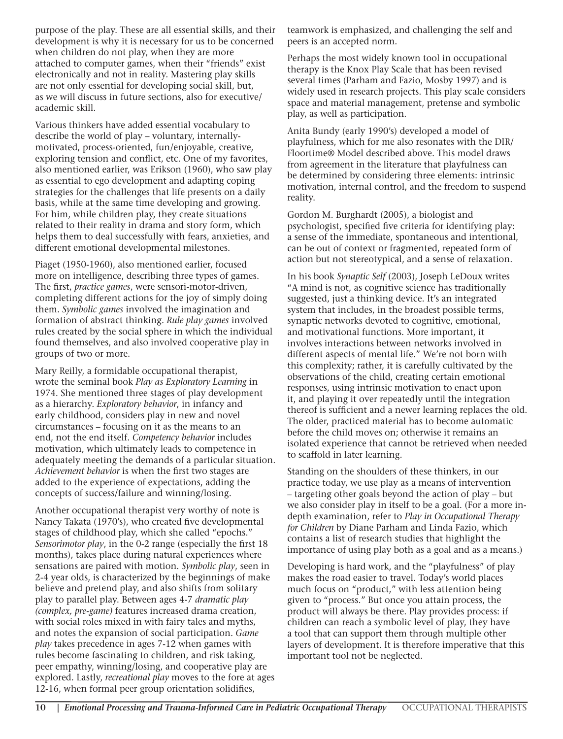purpose of the play. These are all essential skills, and their development is why it is necessary for us to be concerned when children do not play, when they are more attached to computer games, when their "friends" exist electronically and not in reality. Mastering play skills are not only essential for developing social skill, but, as we will discuss in future sections, also for executive/academic skill.

Various thinkers have added essential vocabulary to describe the world of play – voluntary, internally-motivated, process-oriented, fun/enjoyable, creative, exploring tension and conflict, etc. One of my favorites, also mentioned earlier, was Erikson (1960), who saw play as essential to ego development and adapting coping strategies for the challenges that life presents on a daily basis, while at the same time developing and growing. For him, while children play, they create situations related to their reality in drama and story form, which helps them to deal successfully with fears, anxieties, and different emotional developmental milestones.

Piaget (1950-1960), also mentioned earlier, focused more on intelligence, describing three types of games. The first, *practice games*, were sensori-motor-driven, completing different actions for the joy of simply doing them. *Symbolic games* involved the imagination and formation of abstract thinking. *Rule play games* involved rules created by the social sphere in which the individual found themselves, and also involved cooperative play in groups of two or more.

Mary Reilly, a formidable occupational therapist, wrote the seminal book *Play as Exploratory Learning* in 1974. She mentioned three stages of play development as a hierarchy. *Exploratory behavior*, in infancy and early childhood, considers play in new and novel circumstances – focusing on it as the means to an end, not the end itself. *Competency behavior* includes motivation, which ultimately leads to competence in adequately meeting the demands of a particular situation. *Achievement behavior* is when the first two stages are added to the experience of expectations, adding the concepts of success/failure and winning/losing.

Another occupational therapist very worthy of note is Nancy Takata (1970's), who created five developmental stages of childhood play, which she called "epochs." *Sensorimotor play*, in the 0-2 range (especially the first 18 months), takes place during natural experiences where sensations are paired with motion. *Symbolic play*, seen in 2-4 year olds, is characterized by the beginnings of make believe and pretend play, and also shifts from solitary play to parallel play. Between ages 4-7 *dramatic play (complex, pre-game)* features increased drama creation, with social roles mixed in with fairy tales and myths, and notes the expansion of social participation. *Game play* takes precedence in ages 7-12 when games with rules become fascinating to children, and risk taking, peer empathy, winning/losing, and cooperative play are explored. Lastly, *recreational play* moves to the fore at ages 12-16, when formal peer group orientation solidifies, teamwork is emphasized, and challenging the self and peers is an accepted norm.

Perhaps the most widely known tool in occupational therapy is the Knox Play Scale that has been revised several times (Parham and Fazio, Mosby 1997) and is widely used in research projects. This play scale considers space and material management, pretense and symbolic play, as well as participation.

Anita Bundy (early 1990's) developed a model of playfulness, which for me also resonates with the DIR/Floortime® Model described above. This model draws from agreement in the literature that playfulness can be determined by considering three elements: intrinsic motivation, internal control, and the freedom to suspend reality.

Gordon M. Burghardt (2005), a biologist and psychologist, specified five criteria for identifying play: a sense of the immediate, spontaneous and intentional, can be out of context or fragmented, repeated form of action but not stereotypical, and a sense of relaxation.

In his book *Synaptic Self* (2003), Joseph LeDoux writes "A mind is not, as cognitive science has traditionally suggested, just a thinking device. It's an integrated system that includes, in the broadest possible terms, synaptic networks devoted to cognitive, emotional, and motivational functions. More important, it involves interactions between networks involved in different aspects of mental life." We're not born with this complexity; rather, it is carefully cultivated by the observations of the child, creating certain emotional responses, using intrinsic motivation to enact upon it, and playing it over repeatedly until the integration thereof is sufficient and a newer learning replaces the old. The older, practiced material has to become automatic before the child moves on; otherwise it remains an isolated experience that cannot be retrieved when needed to scaffold in later learning.

Standing on the shoulders of these thinkers, in our practice today, we use play as a means of intervention – targeting other goals beyond the action of play – but we also consider play in itself to be a goal. (For a more in-depth examination, refer to *Play in Occupational Therapy for Children* by Diane Parham and Linda Fazio, which contains a list of research studies that highlight the importance of using play both as a goal and as a means.)

Developing is hard work, and the "playfulness" of play makes the road easier to travel. Today's world places much focus on "product," with less attention being given to "process." But once you attain process, the product will always be there. Play provides process: if children can reach a symbolic level of play, they have a tool that can support them through multiple other layers of development. It is therefore imperative that this important tool not be neglected.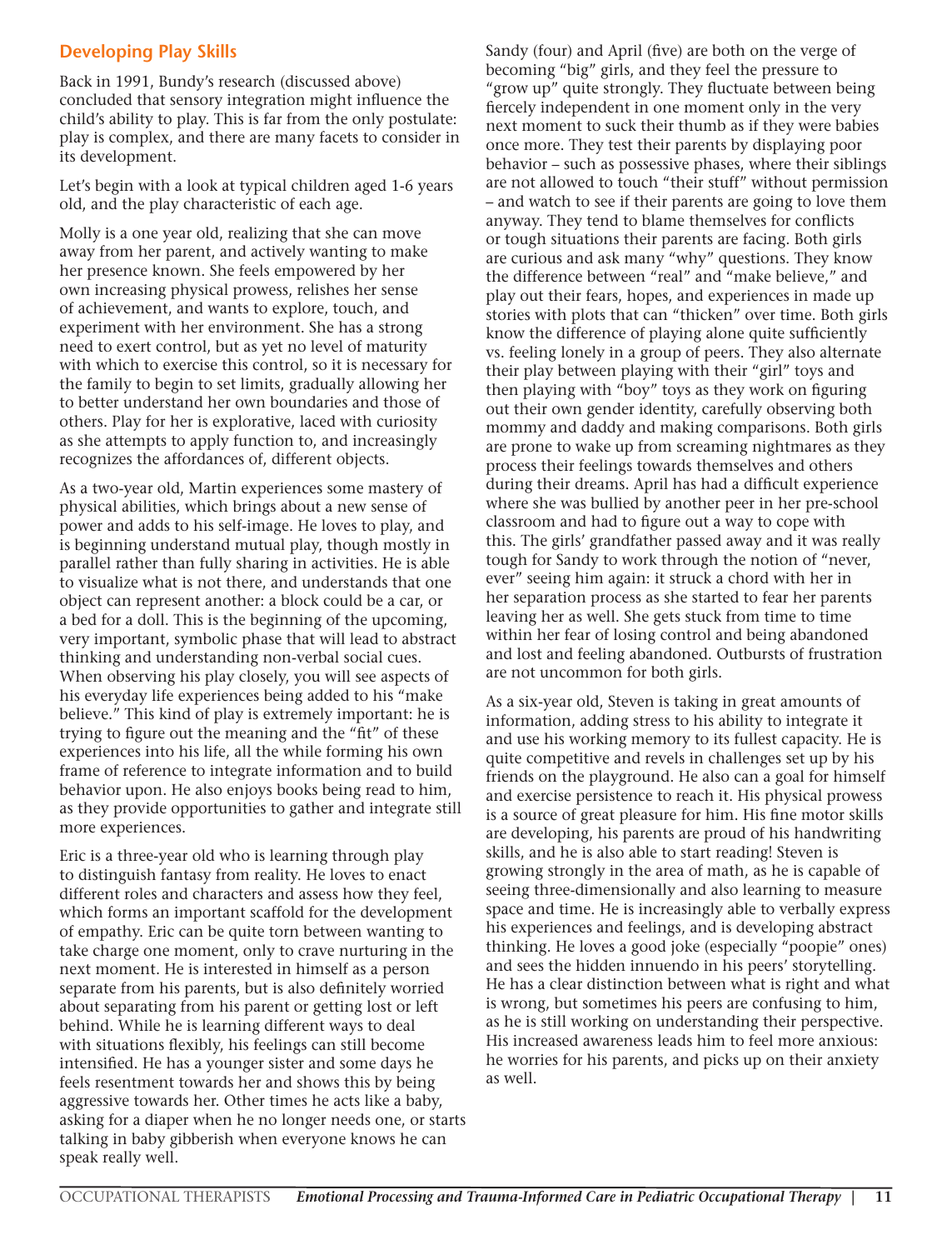## Developing Play Skills

Back in 1991, Bundy's research (discussed above) concluded that sensory integration might influence the child's ability to play. This is far from the only postulate: play is complex, and there are many facets to consider in its development.

Let's begin with a look at typical children aged 1-6 years old, and the play characteristic of each age.

Molly is a one year old, realizing that she can move away from her parent, and actively wanting to make her presence known. She feels empowered by her own increasing physical prowess, relishes her sense of achievement, and wants to explore, touch, and experiment with her environment. She has a strong need to exert control, but as yet no level of maturity with which to exercise this control, so it is necessary for the family to begin to set limits, gradually allowing her to better understand her own boundaries and those of others. Play for her is explorative, laced with curiosity as she attempts to apply function to, and increasingly recognizes the affordances of, different objects.

As a two-year old, Martin experiences some mastery of physical abilities, which brings about a new sense of power and adds to his self-image. He loves to play, and is beginning understand mutual play, though mostly in parallel rather than fully sharing in activities. He is able to visualize what is not there, and understands that one object can represent another: a block could be a car, or a bed for a doll. This is the beginning of the upcoming, very important, symbolic phase that will lead to abstract thinking and understanding non-verbal social cues. When observing his play closely, you will see aspects of his everyday life experiences being added to his "make believe." This kind of play is extremely important: he is trying to figure out the meaning and the "fit" of these experiences into his life, all the while forming his own frame of reference to integrate information and to build behavior upon. He also enjoys books being read to him, as they provide opportunities to gather and integrate still more experiences.

Eric is a three-year old who is learning through play to distinguish fantasy from reality. He loves to enact different roles and characters and assess how they feel, which forms an important scaffold for the development of empathy. Eric can be quite torn between wanting to take charge one moment, only to crave nurturing in the next moment. He is interested in himself as a person separate from his parents, but is also definitely worried about separating from his parent or getting lost or left behind. While he is learning different ways to deal with situations flexibly, his feelings can still become intensified. He has a younger sister and some days he feels resentment towards her and shows this by being aggressive towards her. Other times he acts like a baby, asking for a diaper when he no longer needs one, or starts talking in baby gibberish when everyone knows he can speak really well.

Sandy (four) and April (five) are both on the verge of becoming "big" girls, and they feel the pressure to "grow up" quite strongly. They fluctuate between being fiercely independent in one moment only in the very next moment to suck their thumb as if they were babies once more. They test their parents by displaying poor behavior – such as possessive phases, where their siblings are not allowed to touch "their stuff" without permission – and watch to see if their parents are going to love them anyway. They tend to blame themselves for conflicts or tough situations their parents are facing. Both girls are curious and ask many "why" questions. They know the difference between "real" and "make believe," and play out their fears, hopes, and experiences in made up stories with plots that can "thicken" over time. Both girls know the difference of playing alone quite sufficiently vs. feeling lonely in a group of peers. They also alternate their play between playing with their "girl" toys and then playing with "boy" toys as they work on figuring out their own gender identity, carefully observing both mommy and daddy and making comparisons. Both girls are prone to wake up from screaming nightmares as they process their feelings towards themselves and others during their dreams. April has had a difficult experience where she was bullied by another peer in her pre-school classroom and had to figure out a way to cope with this. The girls' grandfather passed away and it was really tough for Sandy to work through the notion of "never, ever" seeing him again: it struck a chord with her in her separation process as she started to fear her parents leaving her as well. She gets stuck from time to time within her fear of losing control and being abandoned and lost and feeling abandoned. Outbursts of frustration are not uncommon for both girls.

As a six-year old, Steven is taking in great amounts of information, adding stress to his ability to integrate it and use his working memory to its fullest capacity. He is quite competitive and revels in challenges set up by his friends on the playground. He also can a goal for himself and exercise persistence to reach it. His physical prowess is a source of great pleasure for him. His fine motor skills are developing, his parents are proud of his handwriting skills, and he is also able to start reading! Steven is growing strongly in the area of math, as he is capable of seeing three-dimensionally and also learning to measure space and time. He is increasingly able to verbally express his experiences and feelings, and is developing abstract thinking. He loves a good joke (especially "poopie" ones) and sees the hidden innuendo in his peers' storytelling. He has a clear distinction between what is right and what is wrong, but sometimes his peers are confusing to him, as he is still working on understanding their perspective. His increased awareness leads him to feel more anxious: he worries for his parents, and picks up on their anxiety as well.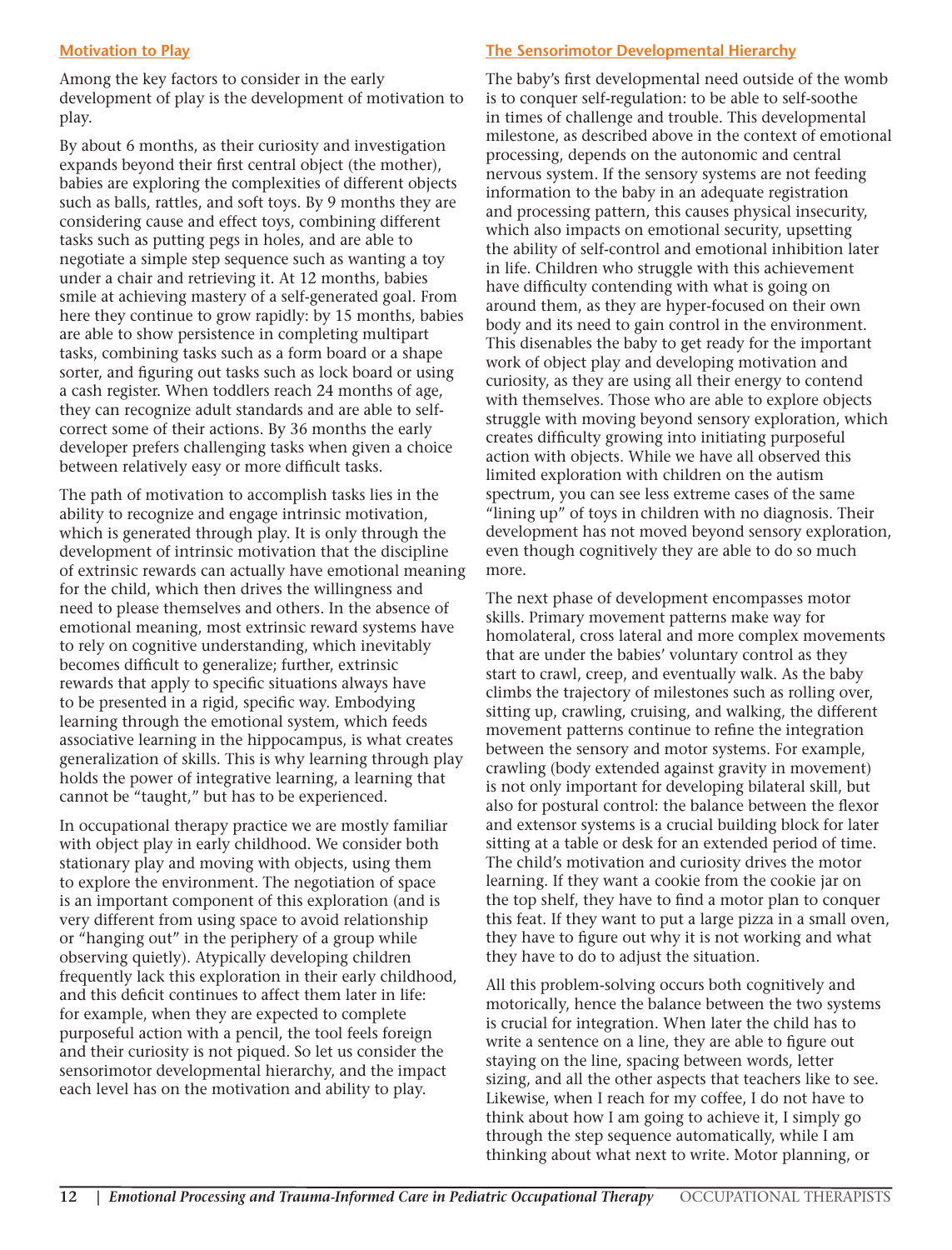## Motivation to Play

Among the key factors to consider in the early development of play is the development of motivation to play.

By about 6 months, as their curiosity and investigation expands beyond their first central object (the mother), babies are exploring the complexities of different objects such as balls, rattles, and soft toys. By 9 months they are considering cause and effect toys, combining different tasks such as putting pegs in holes, and are able to negotiate a simple step sequence such as wanting a toy under a chair and retrieving it. At 12 months, babies smile at achieving mastery of a self-generated goal. From here they continue to grow rapidly: by 15 months, babies are able to show persistence in completing multipart tasks, combining tasks such as a form board or a shape sorter, and figuring out tasks such as lock board or using a cash register. When toddlers reach 24 months of age, they can recognize adult standards and are able to self-correct some of their actions. By 36 months the early developer prefers challenging tasks when given a choice between relatively easy or more difficult tasks.

The path of motivation to accomplish tasks lies in the ability to recognize and engage intrinsic motivation, which is generated through play. It is only through the development of intrinsic motivation that the discipline of extrinsic rewards can actually have emotional meaning for the child, which then drives the willingness and need to please themselves and others. In the absence of emotional meaning, most extrinsic reward systems have to rely on cognitive understanding, which inevitably becomes difficult to generalize; further, extrinsic rewards that apply to specific situations always have to be presented in a rigid, specific way. Embodying learning through the emotional system, which feeds associative learning in the hippocampus, is what creates generalization of skills. This is why learning through play holds the power of integrative learning, a learning that cannot be "taught," but has to be experienced.

In occupational therapy practice we are mostly familiar with object play in early childhood. We consider both stationary play and moving with objects, using them to explore the environment. The negotiation of space is an important component of this exploration (and is very different from using space to avoid relationship or "hanging out" in the periphery of a group while observing quietly). Atypically developing children frequently lack this exploration in their early childhood, and this deficit continues to affect them later in life: for example, when they are expected to complete purposeful action with a pencil, the tool feels foreign and their curiosity is not piqued. So let us consider the sensorimotor developmental hierarchy, and the impact each level has on the motivation and ability to play.

## The Sensorimotor Developmental Hierarchy

The baby's first developmental need outside of the womb is to conquer self-regulation: to be able to self-soothe in times of challenge and trouble. This developmental milestone, as described above in the context of emotional processing, depends on the autonomic and central nervous system. If the sensory systems are not feeding information to the baby in an adequate registration and processing pattern, this causes physical insecurity, which also impacts on emotional security, upsetting the ability of self-control and emotional inhibition later in life. Children who struggle with this achievement have difficulty contending with what is going on around them, as they are hyper-focused on their own body and its need to gain control in the environment. This disenables the baby to get ready for the important work of object play and developing motivation and curiosity, as they are using all their energy to contend with themselves. Those who are able to explore objects struggle with moving beyond sensory exploration, which creates difficulty growing into initiating purposeful action with objects. While we have all observed this limited exploration with children on the autism spectrum, you can see less extreme cases of the same "lining up" of toys in children with no diagnosis. Their development has not moved beyond sensory exploration, even though cognitively they are able to do so much more.

The next phase of development encompasses motor skills. Primary movement patterns make way for homolateral, cross lateral and more complex movements that are under the babies' voluntary control as they start to crawl, creep, and eventually walk. As the baby climbs the trajectory of milestones such as rolling over, sitting up, crawling, cruising, and walking, the different movement patterns continue to refine the integration between the sensory and motor systems. For example, crawling (body extended against gravity in movement) is not only important for developing bilateral skill, but also for postural control: the balance between the flexor and extensor systems is a crucial building block for later sitting at a table or desk for an extended period of time. The child's motivation and curiosity drives the motor learning. If they want a cookie from the cookie jar on the top shelf, they have to find a motor plan to conquer this feat. If they want to put a large pizza in a small oven, they have to figure out why it is not working and what they have to do to adjust the situation.

All this problem-solving occurs both cognitively and motorically, hence the balance between the two systems is crucial for integration. When later the child has to write a sentence on a line, they are able to figure out staying on the line, spacing between words, letter sizing, and all the other aspects that teachers like to see. Likewise, when I reach for my coffee, I do not have to think about how I am going to achieve it, I simply go through the step sequence automatically, while I am thinking about what next to write. Motor planning, or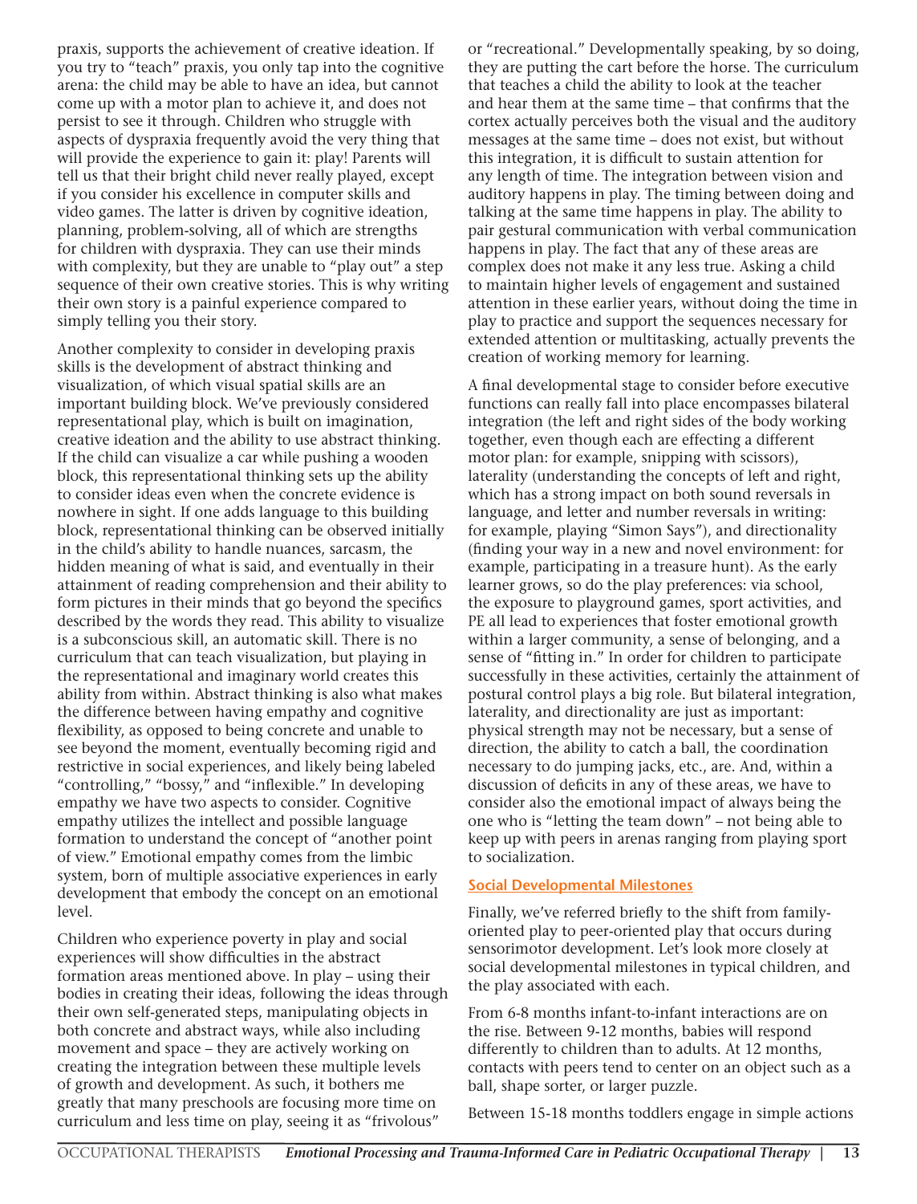praxis, supports the achievement of creative ideation. If you try to "teach" praxis, you only tap into the cognitive arena: the child may be able to have an idea, but cannot come up with a motor plan to achieve it, and does not persist to see it through. Children who struggle with aspects of dyspraxia frequently avoid the very thing that will provide the experience to gain it: play! Parents will tell us that their bright child never really played, except if you consider his excellence in computer skills and video games. The latter is driven by cognitive ideation, planning, problem-solving, all of which are strengths for children with dyspraxia. They can use their minds with complexity, but they are unable to "play out" a step sequence of their own creative stories. This is why writing their own story is a painful experience compared to simply telling you their story.

Another complexity to consider in developing praxis skills is the development of abstract thinking and visualization, of which visual spatial skills are an important building block. We've previously considered representational play, which is built on imagination, creative ideation and the ability to use abstract thinking. If the child can visualize a car while pushing a wooden block, this representational thinking sets up the ability to consider ideas even when the concrete evidence is nowhere in sight. If one adds language to this building block, representational thinking can be observed initially in the child's ability to handle nuances, sarcasm, the hidden meaning of what is said, and eventually in their attainment of reading comprehension and their ability to form pictures in their minds that go beyond the specifics described by the words they read. This ability to visualize is a subconscious skill, an automatic skill. There is no curriculum that can teach visualization, but playing in the representational and imaginary world creates this ability from within. Abstract thinking is also what makes the difference between having empathy and cognitive flexibility, as opposed to being concrete and unable to see beyond the moment, eventually becoming rigid and restrictive in social experiences, and likely being labeled "controlling," "bossy," and "inflexible." In developing empathy we have two aspects to consider. Cognitive empathy utilizes the intellect and possible language formation to understand the concept of "another point of view." Emotional empathy comes from the limbic system, born of multiple associative experiences in early development that embody the concept on an emotional level.

Children who experience poverty in play and social experiences will show difficulties in the abstract formation areas mentioned above. In play – using their bodies in creating their ideas, following the ideas through their own self-generated steps, manipulating objects in both concrete and abstract ways, while also including movement and space – they are actively working on creating the integration between these multiple levels of growth and development. As such, it bothers me greatly that many preschools are focusing more time on curriculum and less time on play, seeing it as "frivolous" or "recreational." Developmentally speaking, by so doing, they are putting the cart before the horse. The curriculum that teaches a child the ability to look at the teacher and hear them at the same time – that confirms that the cortex actually perceives both the visual and the auditory messages at the same time – does not exist, but without this integration, it is difficult to sustain attention for any length of time. The integration between vision and auditory happens in play. The timing between doing and talking at the same time happens in play. The ability to pair gestural communication with verbal communication happens in play. The fact that any of these areas are complex does not make it any less true. Asking a child to maintain higher levels of engagement and sustained attention in these earlier years, without doing the time in play to practice and support the sequences necessary for extended attention or multitasking, actually prevents the creation of working memory for learning.

A final developmental stage to consider before executive functions can really fall into place encompasses bilateral integration (the left and right sides of the body working together, even though each are effecting a different motor plan: for example, snipping with scissors), laterality (understanding the concepts of left and right, which has a strong impact on both sound reversals in language, and letter and number reversals in writing: for example, playing "Simon Says"), and directionality (finding your way in a new and novel environment: for example, participating in a treasure hunt). As the early learner grows, so do the play preferences: via school, the exposure to playground games, sport activities, and PE all lead to experiences that foster emotional growth within a larger community, a sense of belonging, and a sense of "fitting in." In order for children to participate successfully in these activities, certainly the attainment of postural control plays a big role. But bilateral integration, laterality, and directionality are just as important: physical strength may not be necessary, but a sense of direction, the ability to catch a ball, the coordination necessary to do jumping jacks, etc., are. And, within a discussion of deficits in any of these areas, we have to consider also the emotional impact of always being the one who is "letting the team down" – not being able to keep up with peers in arenas ranging from playing sport to socialization.

## Social Developmental Milestones

Finally, we've referred briefly to the shift from family-oriented play to peer-oriented play that occurs during sensorimotor development. Let's look more closely at social developmental milestones in typical children, and the play associated with each.

From 6-8 months infant-to-infant interactions are on the rise. Between 9-12 months, babies will respond differently to children than to adults. At 12 months, contacts with peers tend to center on an object such as a ball, shape sorter, or larger puzzle.

Between 15-18 months toddlers engage in simple actions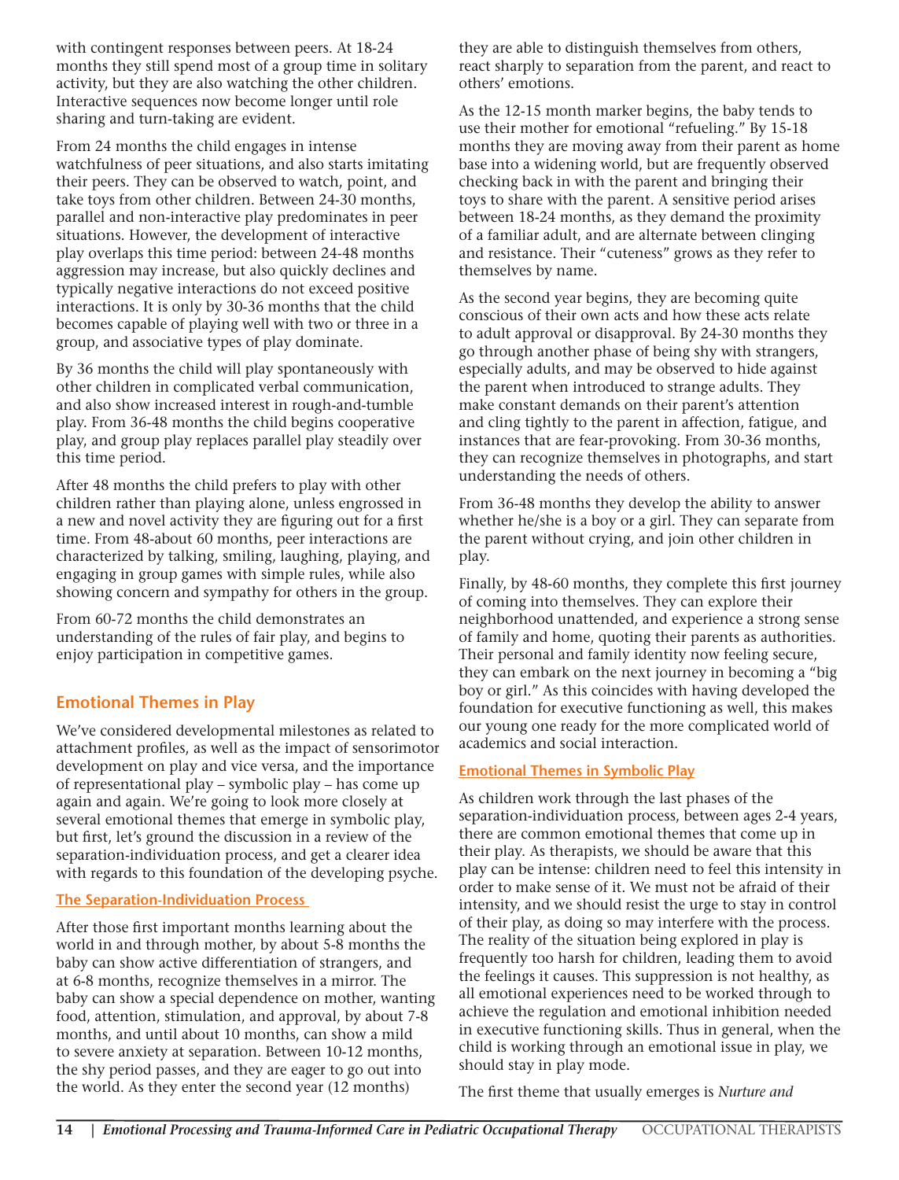with contingent responses between peers. At 18-24 months they still spend most of a group time in solitary activity, but they are also watching the other children. Interactive sequences now become longer until role sharing and turn-taking are evident.

From 24 months the child engages in intense watchfulness of peer situations, and also starts imitating their peers. They can be observed to watch, point, and take toys from other children. Between 24-30 months, parallel and non-interactive play predominates in peer situations. However, the development of interactive play overlaps this time period: between 24-48 months aggression may increase, but also quickly declines and typically negative interactions do not exceed positive interactions. It is only by 30-36 months that the child becomes capable of playing well with two or three in a group, and associative types of play dominate.

By 36 months the child will play spontaneously with other children in complicated verbal communication, and also show increased interest in rough-and-tumble play. From 36-48 months the child begins cooperative play, and group play replaces parallel play steadily over this time period.

After 48 months the child prefers to play with other children rather than playing alone, unless engrossed in a new and novel activity they are figuring out for a first time. From 48-about 60 months, peer interactions are characterized by talking, smiling, laughing, playing, and engaging in group games with simple rules, while also showing concern and sympathy for others in the group.

From 60-72 months the child demonstrates an understanding of the rules of fair play, and begins to enjoy participation in competitive games.

## Emotional Themes in Play

We've considered developmental milestones as related to attachment profiles, as well as the impact of sensorimotor development on play and vice versa, and the importance of representational play – symbolic play – has come up again and again. We're going to look more closely at several emotional themes that emerge in symbolic play, but first, let's ground the discussion in a review of the separation-individuation process, and get a clearer idea with regards to this foundation of the developing psyche.

### The Separation-Individuation Process

After those first important months learning about the world in and through mother, by about 5-8 months the baby can show active differentiation of strangers, and at 6-8 months, recognize themselves in a mirror. The baby can show a special dependence on mother, wanting food, attention, stimulation, and approval, by about 7-8 months, and until about 10 months, can show a mild to severe anxiety at separation. Between 10-12 months, the shy period passes, and they are eager to go out into the world. As they enter the second year (12 months) they are able to distinguish themselves from others, react sharply to separation from the parent, and react to others' emotions.

As the 12-15 month marker begins, the baby tends to use their mother for emotional "refueling." By 15-18 months they are moving away from their parent as home base into a widening world, but are frequently observed checking back in with the parent and bringing their toys to share with the parent. A sensitive period arises between 18-24 months, as they demand the proximity of a familiar adult, and are alternate between clinging and resistance. Their "cuteness" grows as they refer to themselves by name.

As the second year begins, they are becoming quite conscious of their own acts and how these acts relate to adult approval or disapproval. By 24-30 months they go through another phase of being shy with strangers, especially adults, and may be observed to hide against the parent when introduced to strange adults. They make constant demands on their parent's attention and cling tightly to the parent in affection, fatigue, and instances that are fear-provoking. From 30-36 months, they can recognize themselves in photographs, and start understanding the needs of others.

From 36-48 months they develop the ability to answer whether he/she is a boy or a girl. They can separate from the parent without crying, and join other children in play.

Finally, by 48-60 months, they complete this first journey of coming into themselves. They can explore their neighborhood unattended, and experience a strong sense of family and home, quoting their parents as authorities. Their personal and family identity now feeling secure, they can embark on the next journey in becoming a "big boy or girl." As this coincides with having developed the foundation for executive functioning as well, this makes our young one ready for the more complicated world of academics and social interaction.

### Emotional Themes in Symbolic Play

As children work through the last phases of the separation-individuation process, between ages 2-4 years, there are common emotional themes that come up in their play. As therapists, we should be aware that this play can be intense: children need to feel this intensity in order to make sense of it. We must not be afraid of their intensity, and we should resist the urge to stay in control of their play, as doing so may interfere with the process. The reality of the situation being explored in play is frequently too harsh for children, leading them to avoid the feelings it causes. This suppression is not healthy, as all emotional experiences need to be worked through to achieve the regulation and emotional inhibition needed in executive functioning skills. Thus in general, when the child is working through an emotional issue in play, we should stay in play mode.

The first theme that usually emerges is *Nurture and*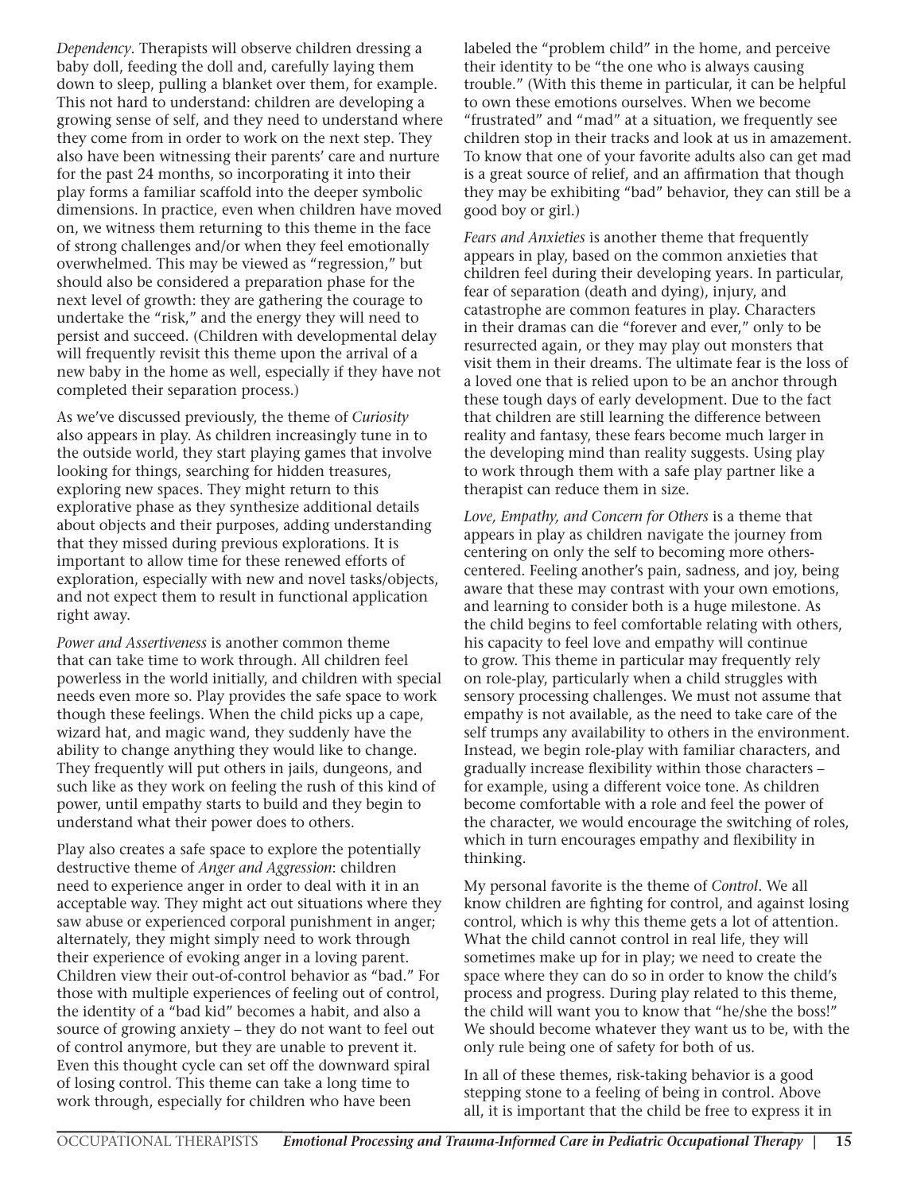*Dependency*. Therapists will observe children dressing a baby doll, feeding the doll and, carefully laying them down to sleep, pulling a blanket over them, for example. This not hard to understand: children are developing a growing sense of self, and they need to understand where they come from in order to work on the next step. They also have been witnessing their parents' care and nurture for the past 24 months, so incorporating it into their play forms a familiar scaffold into the deeper symbolic dimensions. In practice, even when children have moved on, we witness them returning to this theme in the face of strong challenges and/or when they feel emotionally overwhelmed. This may be viewed as "regression," but should also be considered a preparation phase for the next level of growth: they are gathering the courage to undertake the "risk," and the energy they will need to persist and succeed. (Children with developmental delay will frequently revisit this theme upon the arrival of a new baby in the home as well, especially if they have not completed their separation process.)

As we've discussed previously, the theme of *Curiosity* also appears in play. As children increasingly tune in to the outside world, they start playing games that involve looking for things, searching for hidden treasures, exploring new spaces. They might return to this explorative phase as they synthesize additional details about objects and their purposes, adding understanding that they missed during previous explorations. It is important to allow time for these renewed efforts of exploration, especially with new and novel tasks/objects, and not expect them to result in functional application right away.

*Power and Assertiveness* is another common theme that can take time to work through. All children feel powerless in the world initially, and children with special needs even more so. Play provides the safe space to work though these feelings. When the child picks up a cape, wizard hat, and magic wand, they suddenly have the ability to change anything they would like to change. They frequently will put others in jails, dungeons, and such like as they work on feeling the rush of this kind of power, until empathy starts to build and they begin to understand what their power does to others.

Play also creates a safe space to explore the potentially destructive theme of *Anger and Aggression*: children need to experience anger in order to deal with it in an acceptable way. They might act out situations where they saw abuse or experienced corporal punishment in anger; alternately, they might simply need to work through their experience of evoking anger in a loving parent. Children view their out-of-control behavior as "bad." For those with multiple experiences of feeling out of control, the identity of a "bad kid" becomes a habit, and also a source of growing anxiety – they do not want to feel out of control anymore, but they are unable to prevent it. Even this thought cycle can set off the downward spiral of losing control. This theme can take a long time to work through, especially for children who have been labeled the "problem child" in the home, and perceive their identity to be "the one who is always causing trouble." (With this theme in particular, it can be helpful to own these emotions ourselves. When we become "frustrated" and "mad" at a situation, we frequently see children stop in their tracks and look at us in amazement. To know that one of your favorite adults also can get mad is a great source of relief, and an affirmation that though they may be exhibiting "bad" behavior, they can still be a good boy or girl.)

*Fears and Anxieties* is another theme that frequently appears in play, based on the common anxieties that children feel during their developing years. In particular, fear of separation (death and dying), injury, and catastrophe are common features in play. Characters in their dramas can die "forever and ever," only to be resurrected again, or they may play out monsters that visit them in their dreams. The ultimate fear is the loss of a loved one that is relied upon to be an anchor through these tough days of early development. Due to the fact that children are still learning the difference between reality and fantasy, these fears become much larger in the developing mind than reality suggests. Using play to work through them with a safe play partner like a therapist can reduce them in size.

*Love, Empathy, and Concern for Others* is a theme that appears in play as children navigate the journey from centering on only the self to becoming more others-centered. Feeling another's pain, sadness, and joy, being aware that these may contrast with your own emotions, and learning to consider both is a huge milestone. As the child begins to feel comfortable relating with others, his capacity to feel love and empathy will continue to grow. This theme in particular may frequently rely on role-play, particularly when a child struggles with sensory processing challenges. We must not assume that empathy is not available, as the need to take care of the self trumps any availability to others in the environment. Instead, we begin role-play with familiar characters, and gradually increase flexibility within those characters – for example, using a different voice tone. As children become comfortable with a role and feel the power of the character, we would encourage the switching of roles, which in turn encourages empathy and flexibility in thinking.

My personal favorite is the theme of *Control*. We all know children are fighting for control, and against losing control, which is why this theme gets a lot of attention. What the child cannot control in real life, they will sometimes make up for in play; we need to create the space where they can do so in order to know the child's process and progress. During play related to this theme, the child will want you to know that "he/she the boss!" We should become whatever they want us to be, with the only rule being one of safety for both of us.

In all of these themes, risk-taking behavior is a good stepping stone to a feeling of being in control. Above all, it is important that the child be free to express it in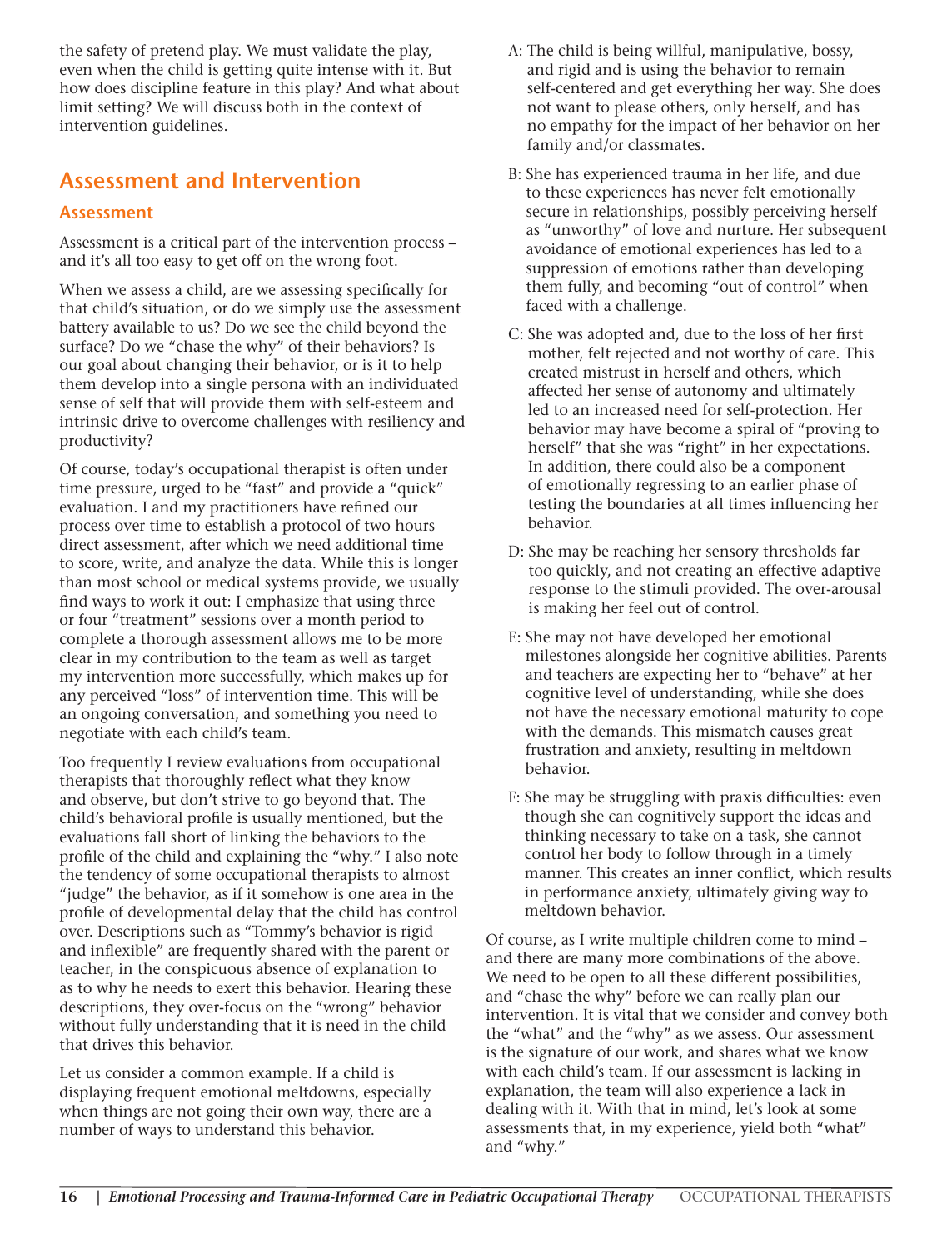the safety of pretend play. We must validate the play, even when the child is getting quite intense with it. But how does discipline feature in this play? And what about limit setting? We will discuss both in the context of intervention guidelines.

## Assessment and Intervention

### Assessment

Assessment is a critical part of the intervention process – and it's all too easy to get off on the wrong foot.

When we assess a child, are we assessing specifically for that child's situation, or do we simply use the assessment battery available to us? Do we see the child beyond the surface? Do we "chase the why" of their behaviors? Is our goal about changing their behavior, or is it to help them develop into a single persona with an individuated sense of self that will provide them with self-esteem and intrinsic drive to overcome challenges with resiliency and productivity?

Of course, today's occupational therapist is often under time pressure, urged to be "fast" and provide a "quick" evaluation. I and my practitioners have refined our process over time to establish a protocol of two hours direct assessment, after which we need additional time to score, write, and analyze the data. While this is longer than most school or medical systems provide, we usually find ways to work it out: I emphasize that using three or four "treatment" sessions over a month period to complete a thorough assessment allows me to be more clear in my contribution to the team as well as target my intervention more successfully, which makes up for any perceived "loss" of intervention time. This will be an ongoing conversation, and something you need to negotiate with each child's team.

Too frequently I review evaluations from occupational therapists that thoroughly reflect what they know and observe, but don't strive to go beyond that. The child's behavioral profile is usually mentioned, but the evaluations fall short of linking the behaviors to the profile of the child and explaining the "why." I also note the tendency of some occupational therapists to almost "judge" the behavior, as if it somehow is one area in the profile of developmental delay that the child has control over. Descriptions such as "Tommy's behavior is rigid and inflexible" are frequently shared with the parent or teacher, in the conspicuous absence of explanation to as to why he needs to exert this behavior. Hearing these descriptions, they over-focus on the "wrong" behavior without fully understanding that it is need in the child that drives this behavior.

Let us consider a common example. If a child is displaying frequent emotional meltdowns, especially when things are not going their own way, there are a number of ways to understand this behavior.

A: The child is being willful, manipulative, bossy, and rigid and is using the behavior to remain self-centered and get everything her way. She does not want to please others, only herself, and has no empathy for the impact of her behavior on her family and/or classmates.

B: She has experienced trauma in her life, and due to these experiences has never felt emotionally secure in relationships, possibly perceiving herself as "unworthy" of love and nurture. Her subsequent avoidance of emotional experiences has led to a suppression of emotions rather than developing them fully, and becoming "out of control" when faced with a challenge.

C: She was adopted and, due to the loss of her first mother, felt rejected and not worthy of care. This created mistrust in herself and others, which affected her sense of autonomy and ultimately led to an increased need for self-protection. Her behavior may have become a spiral of "proving to herself" that she was "right" in her expectations. In addition, there could also be a component of emotionally regressing to an earlier phase of testing the boundaries at all times influencing her behavior.

D: She may be reaching her sensory thresholds far too quickly, and not creating an effective adaptive response to the stimuli provided. The over-arousal is making her feel out of control.

E: She may not have developed her emotional milestones alongside her cognitive abilities. Parents and teachers are expecting her to "behave" at her cognitive level of understanding, while she does not have the necessary emotional maturity to cope with the demands. This mismatch causes great frustration and anxiety, resulting in meltdown behavior.

F: She may be struggling with praxis difficulties: even though she can cognitively support the ideas and thinking necessary to take on a task, she cannot control her body to follow through in a timely manner. This creates an inner conflict, which results in performance anxiety, ultimately giving way to meltdown behavior.

Of course, as I write multiple children come to mind – and there are many more combinations of the above. We need to be open to all these different possibilities, and "chase the why" before we can really plan our intervention. It is vital that we consider and convey both the "what" and the "why" as we assess. Our assessment is the signature of our work, and shares what we know with each child's team. If our assessment is lacking in explanation, the team will also experience a lack in dealing with it. With that in mind, let's look at some assessments that, in my experience, yield both "what" and "why."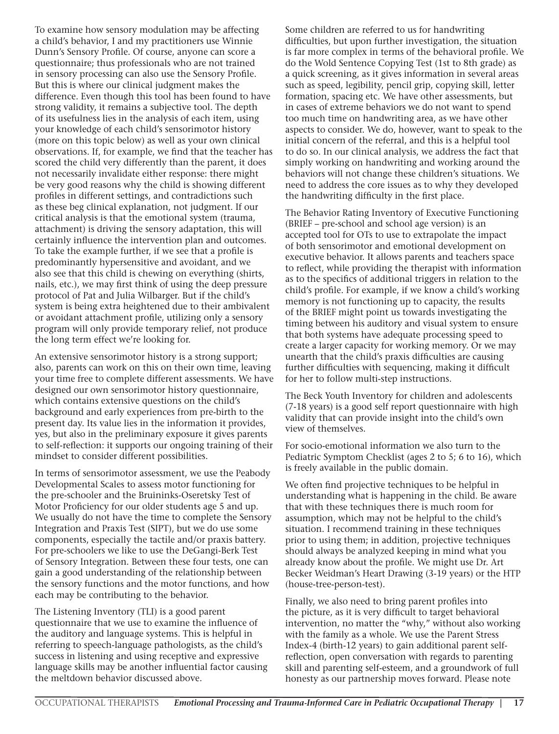To examine how sensory modulation may be affecting a child's behavior, I and my practitioners use Winnie Dunn's Sensory Profile. Of course, anyone can score a questionnaire; thus professionals who are not trained in sensory processing can also use the Sensory Profile. But this is where our clinical judgment makes the difference. Even though this tool has been found to have strong validity, it remains a subjective tool. The depth of its usefulness lies in the analysis of each item, using your knowledge of each child's sensorimotor history (more on this topic below) as well as your own clinical observations. If, for example, we find that the teacher has scored the child very differently than the parent, it does not necessarily invalidate either response: there might be very good reasons why the child is showing different profiles in different settings, and contradictions such as these beg clinical explanation, not judgment. If our critical analysis is that the emotional system (trauma, attachment) is driving the sensory adaptation, this will certainly influence the intervention plan and outcomes. To take the example further, if we see that a profile is predominantly hypersensitive and avoidant, and we also see that this child is chewing on everything (shirts, nails, etc.), we may first think of using the deep pressure protocol of Pat and Julia Wilbarger. But if the child's system is being extra heightened due to their ambivalent or avoidant attachment profile, utilizing only a sensory program will only provide temporary relief, not produce the long term effect we're looking for.

An extensive sensorimotor history is a strong support; also, parents can work on this on their own time, leaving your time free to complete different assessments. We have designed our own sensorimotor history questionnaire, which contains extensive questions on the child's background and early experiences from pre-birth to the present day. Its value lies in the information it provides, yes, but also in the preliminary exposure it gives parents to self-reflection: it supports our ongoing training of their mindset to consider different possibilities.

In terms of sensorimotor assessment, we use the Peabody Developmental Scales to assess motor functioning for the pre-schooler and the Bruininks-Oseretsky Test of Motor Proficiency for our older students age 5 and up. We usually do not have the time to complete the Sensory Integration and Praxis Test (SIPT), but we do use some components, especially the tactile and/or praxis battery. For pre-schoolers we like to use the DeGangi-Berk Test of Sensory Integration. Between these four tests, one can gain a good understanding of the relationship between the sensory functions and the motor functions, and how each may be contributing to the behavior.

The Listening Inventory (TLI) is a good parent questionnaire that we use to examine the influence of the auditory and language systems. This is helpful in referring to speech-language pathologists, as the child's success in listening and using receptive and expressive language skills may be another influential factor causing the meltdown behavior discussed above.

Some children are referred to us for handwriting difficulties, but upon further investigation, the situation is far more complex in terms of the behavioral profile. We do the Wold Sentence Copying Test (1st to 8th grade) as a quick screening, as it gives information in several areas such as speed, legibility, pencil grip, copying skill, letter formation, spacing etc. We have other assessments, but in cases of extreme behaviors we do not want to spend too much time on handwriting area, as we have other aspects to consider. We do, however, want to speak to the initial concern of the referral, and this is a helpful tool to do so. In our clinical analysis, we address the fact that simply working on handwriting and working around the behaviors will not change these children's situations. We need to address the core issues as to why they developed the handwriting difficulty in the first place.

The Behavior Rating Inventory of Executive Functioning (BRIEF – pre-school and school age version) is an accepted tool for OTs to use to extrapolate the impact of both sensorimotor and emotional development on executive behavior. It allows parents and teachers space to reflect, while providing the therapist with information as to the specifics of additional triggers in relation to the child's profile. For example, if we know a child's working memory is not functioning up to capacity, the results of the BRIEF might point us towards investigating the timing between his auditory and visual system to ensure that both systems have adequate processing speed to create a larger capacity for working memory. Or we may unearth that the child's praxis difficulties are causing further difficulties with sequencing, making it difficult for her to follow multi-step instructions.

The Beck Youth Inventory for children and adolescents (7-18 years) is a good self report questionnaire with high validity that can provide insight into the child's own view of themselves.

For socio-emotional information we also turn to the Pediatric Symptom Checklist (ages 2 to 5; 6 to 16), which is freely available in the public domain.

We often find projective techniques to be helpful in understanding what is happening in the child. Be aware that with these techniques there is much room for assumption, which may not be helpful to the child's situation. I recommend training in these techniques prior to using them; in addition, projective techniques should always be analyzed keeping in mind what you already know about the profile. We might use Dr. Art Becker Weidman's Heart Drawing (3-19 years) or the HTP (house-tree-person-test).

Finally, we also need to bring parent profiles into the picture, as it is very difficult to target behavioral intervention, no matter the "why," without also working with the family as a whole. We use the Parent Stress Index-4 (birth-12 years) to gain additional parent self-reflection, open conversation with regards to parenting skill and parenting self-esteem, and a groundwork of full honesty as our partnership moves forward. Please note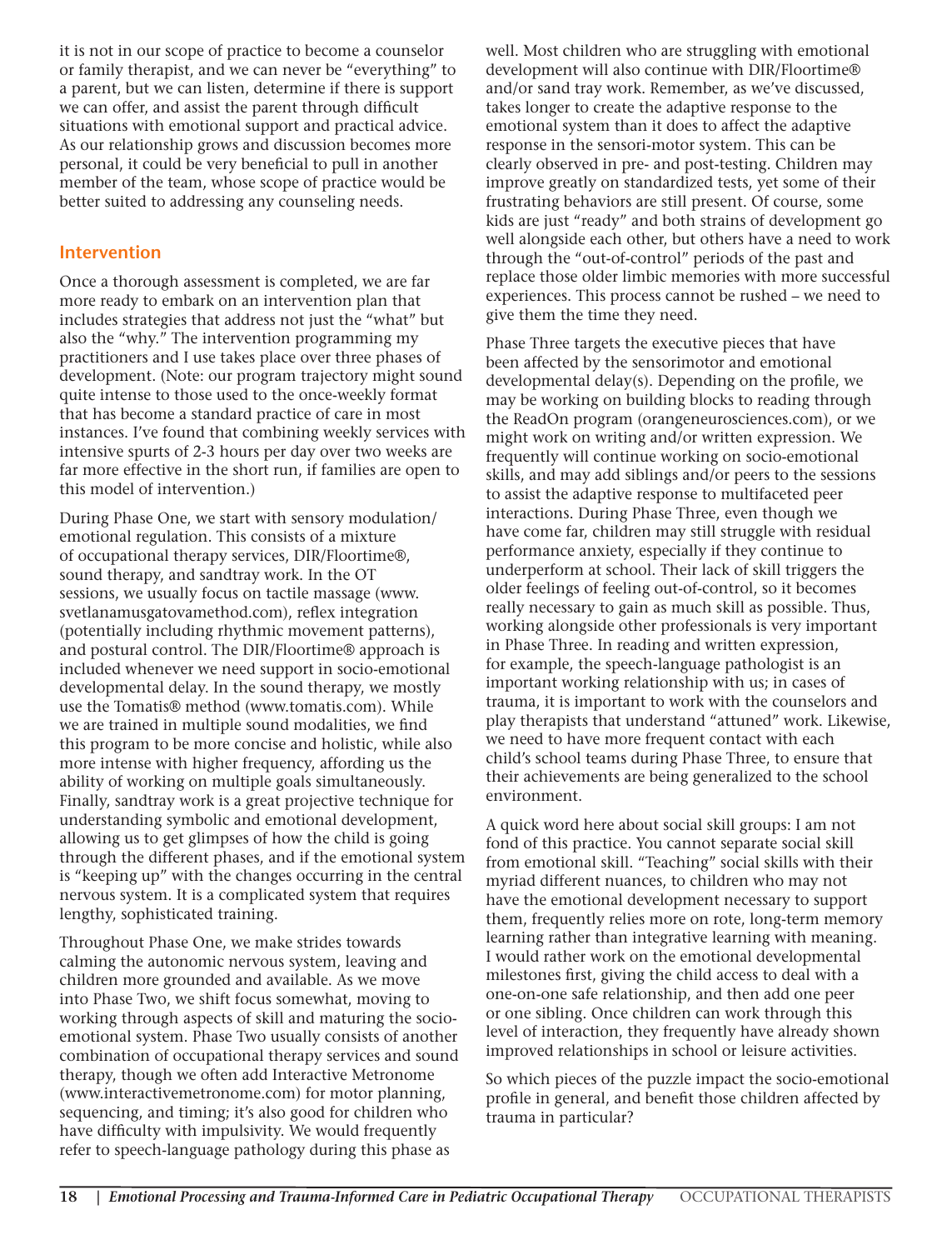it is not in our scope of practice to become a counselor or family therapist, and we can never be "everything" to a parent, but we can listen, determine if there is support we can offer, and assist the parent through difficult situations with emotional support and practical advice. As our relationship grows and discussion becomes more personal, it could be very beneficial to pull in another member of the team, whose scope of practice would be better suited to addressing any counseling needs.

## Intervention

Once a thorough assessment is completed, we are far more ready to embark on an intervention plan that includes strategies that address not just the "what" but also the "why." The intervention programming my practitioners and I use takes place over three phases of development. (Note: our program trajectory might sound quite intense to those used to the once-weekly format that has become a standard practice of care in most instances. I've found that combining weekly services with intensive spurts of 2-3 hours per day over two weeks are far more effective in the short run, if families are open to this model of intervention.)

During Phase One, we start with sensory modulation/emotional regulation. This consists of a mixture of occupational therapy services, DIR/Floortime®, sound therapy, and sandtray work. In the OT sessions, we usually focus on tactile massage (www.svetlanamusgatovamethod.com), reflex integration (potentially including rhythmic movement patterns), and postural control. The DIR/Floortime® approach is included whenever we need support in socio-emotional developmental delay. In the sound therapy, we mostly use the Tomatis® method (www.tomatis.com). While we are trained in multiple sound modalities, we find this program to be more concise and holistic, while also more intense with higher frequency, affording us the ability of working on multiple goals simultaneously. Finally, sandtray work is a great projective technique for understanding symbolic and emotional development, allowing us to get glimpses of how the child is going through the different phases, and if the emotional system is "keeping up" with the changes occurring in the central nervous system. It is a complicated system that requires lengthy, sophisticated training.

Throughout Phase One, we make strides towards calming the autonomic nervous system, leaving and children more grounded and available. As we move into Phase Two, we shift focus somewhat, moving to working through aspects of skill and maturing the socio-emotional system. Phase Two usually consists of another combination of occupational therapy services and sound therapy, though we often add Interactive Metronome (www.interactivemetronome.com) for motor planning, sequencing, and timing; it's also good for children who have difficulty with impulsivity. We would frequently refer to speech-language pathology during this phase as well. Most children who are struggling with emotional development will also continue with DIR/Floortime® and/or sand tray work. Remember, as we've discussed, takes longer to create the adaptive response to the emotional system than it does to affect the adaptive response in the sensori-motor system. This can be clearly observed in pre- and post-testing. Children may improve greatly on standardized tests, yet some of their frustrating behaviors are still present. Of course, some kids are just "ready" and both strains of development go well alongside each other, but others have a need to work through the "out-of-control" periods of the past and replace those older limbic memories with more successful experiences. This process cannot be rushed – we need to give them the time they need.

Phase Three targets the executive pieces that have been affected by the sensorimotor and emotional developmental delay(s). Depending on the profile, we may be working on building blocks to reading through the ReadOn program (orangeneurosciences.com), or we might work on writing and/or written expression. We frequently will continue working on socio-emotional skills, and may add siblings and/or peers to the sessions to assist the adaptive response to multifaceted peer interactions. During Phase Three, even though we have come far, children may still struggle with residual performance anxiety, especially if they continue to underperform at school. Their lack of skill triggers the older feelings of feeling out-of-control, so it becomes really necessary to gain as much skill as possible. Thus, working alongside other professionals is very important in Phase Three. In reading and written expression, for example, the speech-language pathologist is an important working relationship with us; in cases of trauma, it is important to work with the counselors and play therapists that understand "attuned" work. Likewise, we need to have more frequent contact with each child's school teams during Phase Three, to ensure that their achievements are being generalized to the school environment.

A quick word here about social skill groups: I am not fond of this practice. You cannot separate social skill from emotional skill. "Teaching" social skills with their myriad different nuances, to children who may not have the emotional development necessary to support them, frequently relies more on rote, long-term memory learning rather than integrative learning with meaning. I would rather work on the emotional developmental milestones first, giving the child access to deal with a one-on-one safe relationship, and then add one peer or one sibling. Once children can work through this level of interaction, they frequently have already shown improved relationships in school or leisure activities.

So which pieces of the puzzle impact the socio-emotional profile in general, and benefit those children affected by trauma in particular?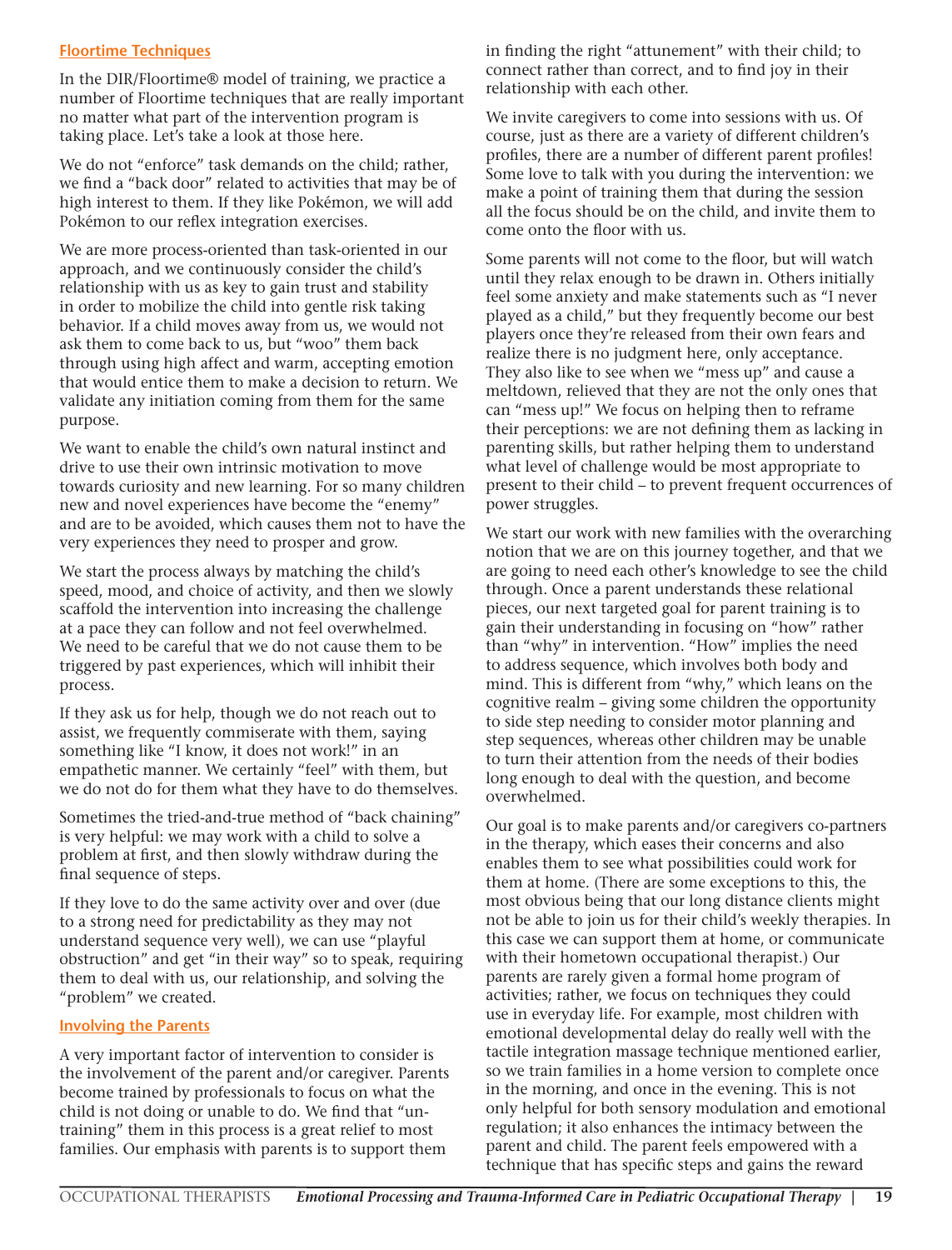### Floortime Techniques

In the DIR/Floortime® model of training, we practice a number of Floortime techniques that are really important no matter what part of the intervention program is taking place. Let's take a look at those here.

We do not "enforce" task demands on the child; rather, we find a "back door" related to activities that may be of high interest to them. If they like Pokémon, we will add Pokémon to our reflex integration exercises.

We are more process-oriented than task-oriented in our approach, and we continuously consider the child's relationship with us as key to gain trust and stability in order to mobilize the child into gentle risk taking behavior. If a child moves away from us, we would not ask them to come back to us, but "woo" them back through using high affect and warm, accepting emotion that would entice them to make a decision to return. We validate any initiation coming from them for the same purpose.

We want to enable the child's own natural instinct and drive to use their own intrinsic motivation to move towards curiosity and new learning. For so many children new and novel experiences have become the "enemy" and are to be avoided, which causes them not to have the very experiences they need to prosper and grow.

We start the process always by matching the child's speed, mood, and choice of activity, and then we slowly scaffold the intervention into increasing the challenge at a pace they can follow and not feel overwhelmed. We need to be careful that we do not cause them to be triggered by past experiences, which will inhibit their process.

If they ask us for help, though we do not reach out to assist, we frequently commiserate with them, saying something like "I know, it does not work!" in an empathetic manner. We certainly "feel" with them, but we do not do for them what they have to do themselves.

Sometimes the tried-and-true method of "back chaining" is very helpful: we may work with a child to solve a problem at first, and then slowly withdraw during the final sequence of steps.

If they love to do the same activity over and over (due to a strong need for predictability as they may not understand sequence very well), we can use "playful obstruction" and get "in their way" so to speak, requiring them to deal with us, our relationship, and solving the "problem" we created.

### Involving the Parents

A very important factor of intervention to consider is the involvement of the parent and/or caregiver. Parents become trained by professionals to focus on what the child is not doing or unable to do. We find that "un-training" them in this process is a great relief to most families. Our emphasis with parents is to support them in finding the right "attunement" with their child; to connect rather than correct, and to find joy in their relationship with each other.

We invite caregivers to come into sessions with us. Of course, just as there are a variety of different children's profiles, there are a number of different parent profiles! Some love to talk with you during the intervention: we make a point of training them that during the session all the focus should be on the child, and invite them to come onto the floor with us.

Some parents will not come to the floor, but will watch until they relax enough to be drawn in. Others initially feel some anxiety and make statements such as "I never played as a child," but they frequently become our best players once they're released from their own fears and realize there is no judgment here, only acceptance. They also like to see when we "mess up" and cause a meltdown, relieved that they are not the only ones that can "mess up!" We focus on helping then to reframe their perceptions: we are not defining them as lacking in parenting skills, but rather helping them to understand what level of challenge would be most appropriate to present to their child – to prevent frequent occurrences of power struggles.

We start our work with new families with the overarching notion that we are on this journey together, and that we are going to need each other's knowledge to see the child through. Once a parent understands these relational pieces, our next targeted goal for parent training is to gain their understanding in focusing on "how" rather than "why" in intervention. "How" implies the need to address sequence, which involves both body and mind. This is different from "why," which leans on the cognitive realm – giving some children the opportunity to side step needing to consider motor planning and step sequences, whereas other children may be unable to turn their attention from the needs of their bodies long enough to deal with the question, and become overwhelmed.

Our goal is to make parents and/or caregivers co-partners in the therapy, which eases their concerns and also enables them to see what possibilities could work for them at home. (There are some exceptions to this, the most obvious being that our long distance clients might not be able to join us for their child's weekly therapies. In this case we can support them at home, or communicate with their hometown occupational therapist.) Our parents are rarely given a formal home program of activities; rather, we focus on techniques they could use in everyday life. For example, most children with emotional developmental delay do really well with the tactile integration massage technique mentioned earlier, so we train families in a home version to complete once in the morning, and once in the evening. This is not only helpful for both sensory modulation and emotional regulation; it also enhances the intimacy between the parent and child. The parent feels empowered with a technique that has specific steps and gains the reward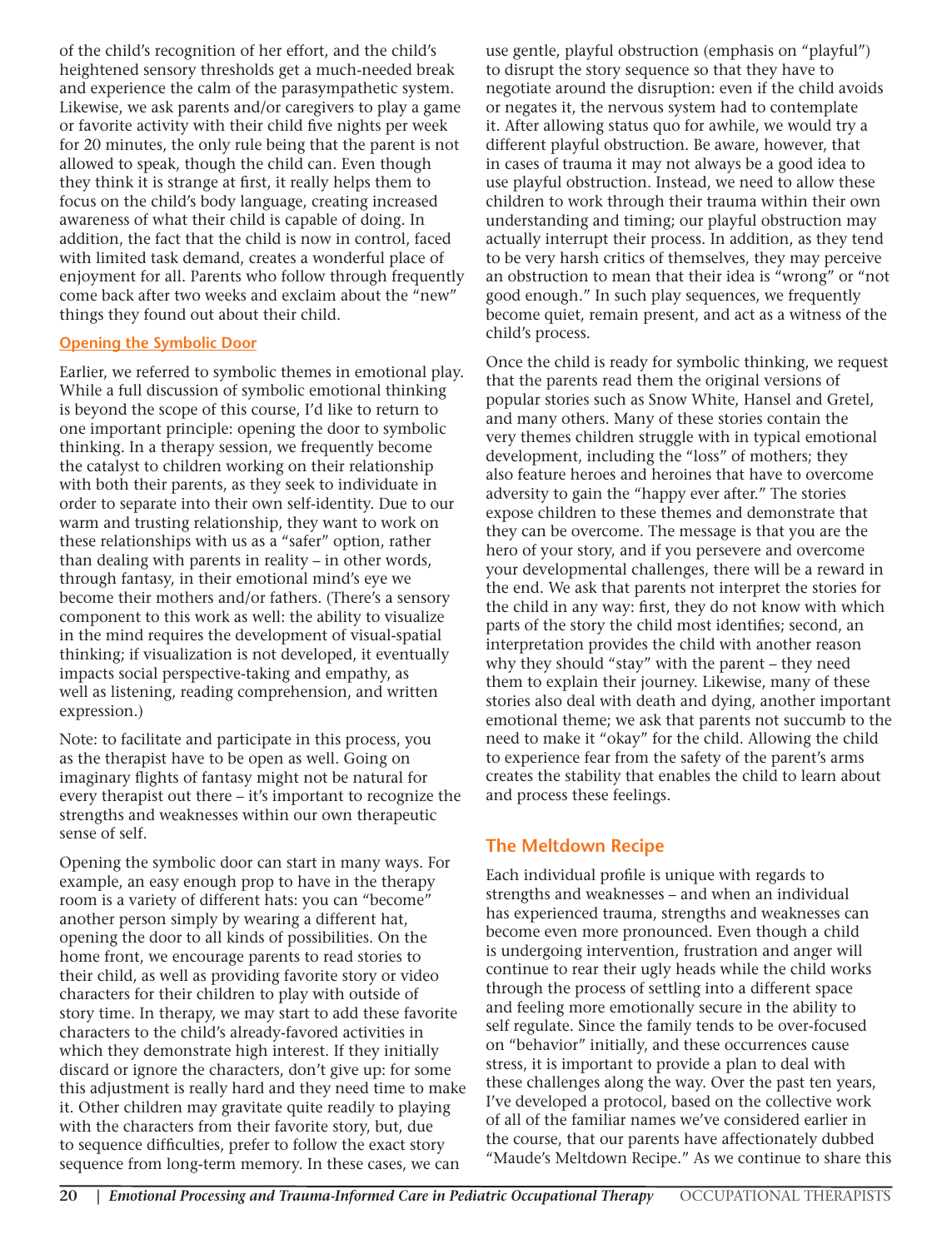of the child's recognition of her effort, and the child's heightened sensory thresholds get a much-needed break and experience the calm of the parasympathetic system. Likewise, we ask parents and/or caregivers to play a game or favorite activity with their child five nights per week for 20 minutes, the only rule being that the parent is not allowed to speak, though the child can. Even though they think it is strange at first, it really helps them to focus on the child's body language, creating increased awareness of what their child is capable of doing. In addition, the fact that the child is now in control, faced with limited task demand, creates a wonderful place of enjoyment for all. Parents who follow through frequently come back after two weeks and exclaim about the "new" things they found out about their child.

### Opening the Symbolic Door

Earlier, we referred to symbolic themes in emotional play. While a full discussion of symbolic emotional thinking is beyond the scope of this course, I'd like to return to one important principle: opening the door to symbolic thinking. In a therapy session, we frequently become the catalyst to children working on their relationship with both their parents, as they seek to individuate in order to separate into their own self-identity. Due to our warm and trusting relationship, they want to work on these relationships with us as a "safer" option, rather than dealing with parents in reality – in other words, through fantasy, in their emotional mind's eye we become their mothers and/or fathers. (There's a sensory component to this work as well: the ability to visualize in the mind requires the development of visual-spatial thinking; if visualization is not developed, it eventually impacts social perspective-taking and empathy, as well as listening, reading comprehension, and written expression.)

Note: to facilitate and participate in this process, you as the therapist have to be open as well. Going on imaginary flights of fantasy might not be natural for every therapist out there – it's important to recognize the strengths and weaknesses within our own therapeutic sense of self.

Opening the symbolic door can start in many ways. For example, an easy enough prop to have in the therapy room is a variety of different hats: you can "become" another person simply by wearing a different hat, opening the door to all kinds of possibilities. On the home front, we encourage parents to read stories to their child, as well as providing favorite story or video characters for their children to play with outside of story time. In therapy, we may start to add these favorite characters to the child's already-favored activities in which they demonstrate high interest. If they initially discard or ignore the characters, don't give up: for some this adjustment is really hard and they need time to make it. Other children may gravitate quite readily to playing with the characters from their favorite story, but, due to sequence difficulties, prefer to follow the exact story sequence from long-term memory. In these cases, we can use gentle, playful obstruction (emphasis on "playful") to disrupt the story sequence so that they have to negotiate around the disruption: even if the child avoids or negates it, the nervous system had to contemplate it. After allowing status quo for awhile, we would try a different playful obstruction. Be aware, however, that in cases of trauma it may not always be a good idea to use playful obstruction. Instead, we need to allow these children to work through their trauma within their own understanding and timing; our playful obstruction may actually interrupt their process. In addition, as they tend to be very harsh critics of themselves, they may perceive an obstruction to mean that their idea is "wrong" or "not good enough." In such play sequences, we frequently become quiet, remain present, and act as a witness of the child's process.

Once the child is ready for symbolic thinking, we request that the parents read them the original versions of popular stories such as Snow White, Hansel and Gretel, and many others. Many of these stories contain the very themes children struggle with in typical emotional development, including the "loss" of mothers; they also feature heroes and heroines that have to overcome adversity to gain the "happy ever after." The stories expose children to these themes and demonstrate that they can be overcome. The message is that you are the hero of your story, and if you persevere and overcome your developmental challenges, there will be a reward in the end. We ask that parents not interpret the stories for the child in any way: first, they do not know with which parts of the story the child most identifies; second, an interpretation provides the child with another reason why they should "stay" with the parent – they need them to explain their journey. Likewise, many of these stories also deal with death and dying, another important emotional theme; we ask that parents not succumb to the need to make it "okay" for the child. Allowing the child to experience fear from the safety of the parent's arms creates the stability that enables the child to learn about and process these feelings.

## The Meltdown Recipe

Each individual profile is unique with regards to strengths and weaknesses – and when an individual has experienced trauma, strengths and weaknesses can become even more pronounced. Even though a child is undergoing intervention, frustration and anger will continue to rear their ugly heads while the child works through the process of settling into a different space and feeling more emotionally secure in the ability to self regulate. Since the family tends to be over-focused on "behavior" initially, and these occurrences cause stress, it is important to provide a plan to deal with these challenges along the way. Over the past ten years, I've developed a protocol, based on the collective work of all of the familiar names we've considered earlier in the course, that our parents have affectionately dubbed "Maude's Meltdown Recipe." As we continue to share this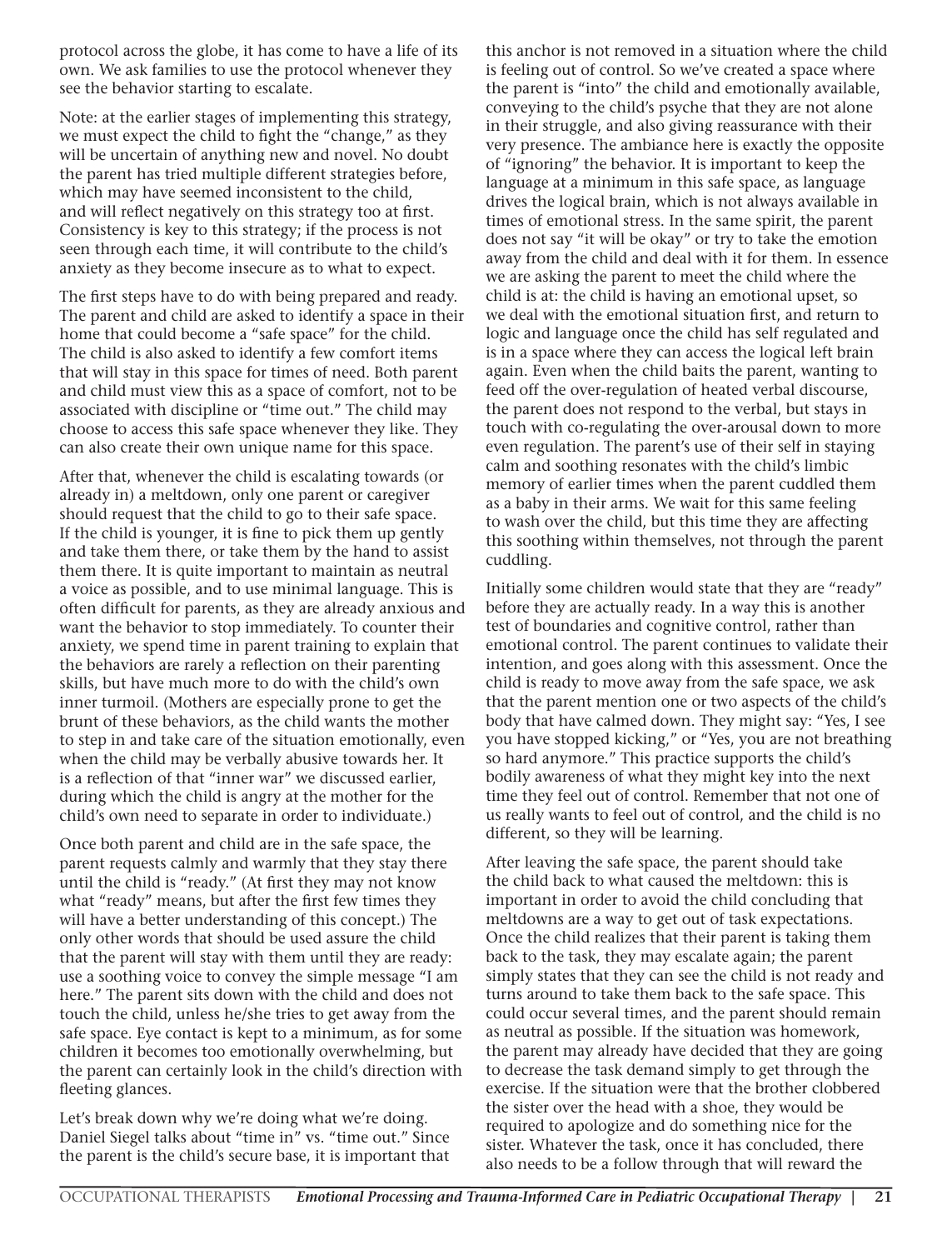protocol across the globe, it has come to have a life of its own. We ask families to use the protocol whenever they see the behavior starting to escalate.

Note: at the earlier stages of implementing this strategy, we must expect the child to fight the "change," as they will be uncertain of anything new and novel. No doubt the parent has tried multiple different strategies before, which may have seemed inconsistent to the child, and will reflect negatively on this strategy too at first. Consistency is key to this strategy; if the process is not seen through each time, it will contribute to the child's anxiety as they become insecure as to what to expect.

The first steps have to do with being prepared and ready. The parent and child are asked to identify a space in their home that could become a "safe space" for the child. The child is also asked to identify a few comfort items that will stay in this space for times of need. Both parent and child must view this as a space of comfort, not to be associated with discipline or "time out." The child may choose to access this safe space whenever they like. They can also create their own unique name for this space.

After that, whenever the child is escalating towards (or already in) a meltdown, only one parent or caregiver should request that the child to go to their safe space. If the child is younger, it is fine to pick them up gently and take them there, or take them by the hand to assist them there. It is quite important to maintain as neutral a voice as possible, and to use minimal language. This is often difficult for parents, as they are already anxious and want the behavior to stop immediately. To counter their anxiety, we spend time in parent training to explain that the behaviors are rarely a reflection on their parenting skills, but have much more to do with the child's own inner turmoil. (Mothers are especially prone to get the brunt of these behaviors, as the child wants the mother to step in and take care of the situation emotionally, even when the child may be verbally abusive towards her. It is a reflection of that "inner war" we discussed earlier, during which the child is angry at the mother for the child's own need to separate in order to individuate.)

Once both parent and child are in the safe space, the parent requests calmly and warmly that they stay there until the child is "ready." (At first they may not know what "ready" means, but after the first few times they will have a better understanding of this concept.) The only other words that should be used assure the child that the parent will stay with them until they are ready: use a soothing voice to convey the simple message "I am here." The parent sits down with the child and does not touch the child, unless he/she tries to get away from the safe space. Eye contact is kept to a minimum, as for some children it becomes too emotionally overwhelming, but the parent can certainly look in the child's direction with fleeting glances.

Let's break down why we're doing what we're doing. Daniel Siegel talks about "time in" vs. "time out." Since the parent is the child's secure base, it is important that this anchor is not removed in a situation where the child is feeling out of control. So we've created a space where the parent is "into" the child and emotionally available, conveying to the child's psyche that they are not alone in their struggle, and also giving reassurance with their very presence. The ambiance here is exactly the opposite of "ignoring" the behavior. It is important to keep the language at a minimum in this safe space, as language drives the logical brain, which is not always available in times of emotional stress. In the same spirit, the parent does not say "it will be okay" or try to take the emotion away from the child and deal with it for them. In essence we are asking the parent to meet the child where the child is at: the child is having an emotional upset, so we deal with the emotional situation first, and return to logic and language once the child has self regulated and is in a space where they can access the logical left brain again. Even when the child baits the parent, wanting to feed off the over-regulation of heated verbal discourse, the parent does not respond to the verbal, but stays in touch with co-regulating the over-arousal down to more even regulation. The parent's use of their self in staying calm and soothing resonates with the child's limbic memory of earlier times when the parent cuddled them as a baby in their arms. We wait for this same feeling to wash over the child, but this time they are affecting this soothing within themselves, not through the parent cuddling.

Initially some children would state that they are "ready" before they are actually ready. In a way this is another test of boundaries and cognitive control, rather than emotional control. The parent continues to validate their intention, and goes along with this assessment. Once the child is ready to move away from the safe space, we ask that the parent mention one or two aspects of the child's body that have calmed down. They might say: "Yes, I see you have stopped kicking," or "Yes, you are not breathing so hard anymore." This practice supports the child's bodily awareness of what they might key into the next time they feel out of control. Remember that not one of us really wants to feel out of control, and the child is no different, so they will be learning.

After leaving the safe space, the parent should take the child back to what caused the meltdown: this is important in order to avoid the child concluding that meltdowns are a way to get out of task expectations. Once the child realizes that their parent is taking them back to the task, they may escalate again; the parent simply states that they can see the child is not ready and turns around to take them back to the safe space. This could occur several times, and the parent should remain as neutral as possible. If the situation was homework, the parent may already have decided that they are going to decrease the task demand simply to get through the exercise. If the situation were that the brother clobbered the sister over the head with a shoe, they would be required to apologize and do something nice for the sister. Whatever the task, once it has concluded, there also needs to be a follow through that will reward the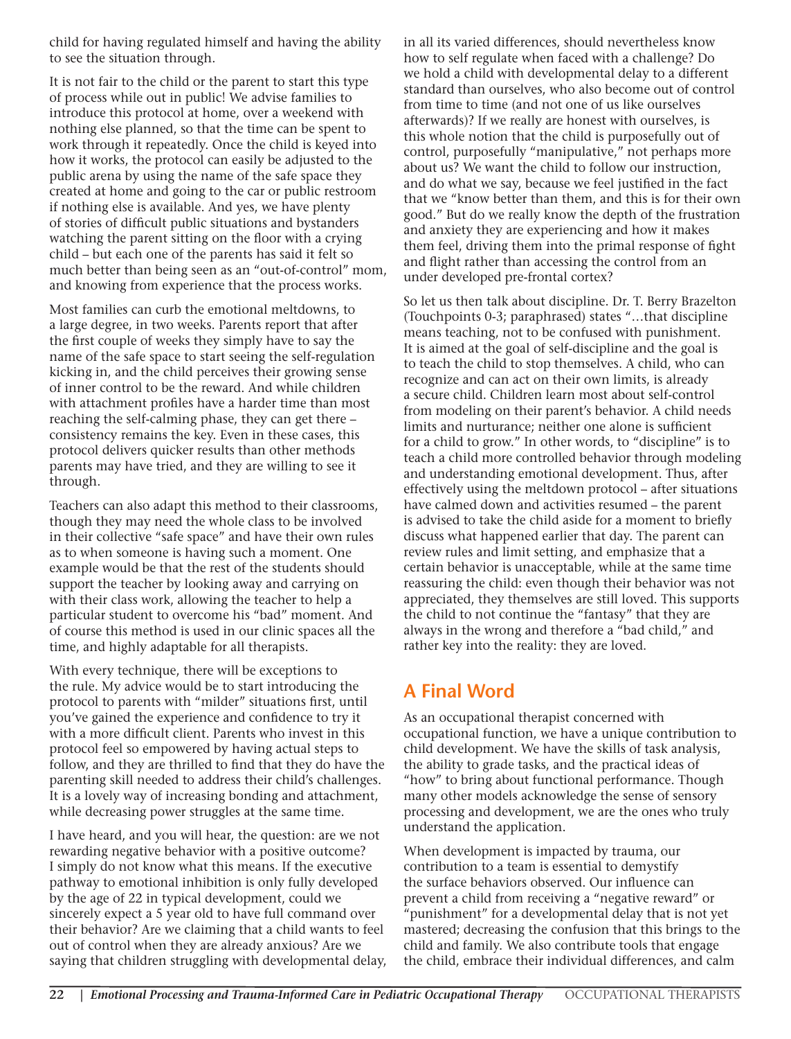child for having regulated himself and having the ability to see the situation through.

It is not fair to the child or the parent to start this type of process while out in public! We advise families to introduce this protocol at home, over a weekend with nothing else planned, so that the time can be spent to work through it repeatedly. Once the child is keyed into how it works, the protocol can easily be adjusted to the public arena by using the name of the safe space they created at home and going to the car or public restroom if nothing else is available. And yes, we have plenty of stories of difficult public situations and bystanders watching the parent sitting on the floor with a crying child – but each one of the parents has said it felt so much better than being seen as an "out-of-control" mom, and knowing from experience that the process works.

Most families can curb the emotional meltdowns, to a large degree, in two weeks. Parents report that after the first couple of weeks they simply have to say the name of the safe space to start seeing the self-regulation kicking in, and the child perceives their growing sense of inner control to be the reward. And while children with attachment profiles have a harder time than most reaching the self-calming phase, they can get there – consistency remains the key. Even in these cases, this protocol delivers quicker results than other methods parents may have tried, and they are willing to see it through.

Teachers can also adapt this method to their classrooms, though they may need the whole class to be involved in their collective "safe space" and have their own rules as to when someone is having such a moment. One example would be that the rest of the students should support the teacher by looking away and carrying on with their class work, allowing the teacher to help a particular student to overcome his "bad" moment. And of course this method is used in our clinic spaces all the time, and highly adaptable for all therapists.

With every technique, there will be exceptions to the rule. My advice would be to start introducing the protocol to parents with "milder" situations first, until you've gained the experience and confidence to try it with a more difficult client. Parents who invest in this protocol feel so empowered by having actual steps to follow, and they are thrilled to find that they do have the parenting skill needed to address their child's challenges. It is a lovely way of increasing bonding and attachment, while decreasing power struggles at the same time.

I have heard, and you will hear, the question: are we not rewarding negative behavior with a positive outcome? I simply do not know what this means. If the executive pathway to emotional inhibition is only fully developed by the age of 22 in typical development, could we sincerely expect a 5 year old to have full command over their behavior? Are we claiming that a child wants to feel out of control when they are already anxious? Are we saying that children struggling with developmental delay, in all its varied differences, should nevertheless know how to self regulate when faced with a challenge? Do we hold a child with developmental delay to a different standard than ourselves, who also become out of control from time to time (and not one of us like ourselves afterwards)? If we really are honest with ourselves, is this whole notion that the child is purposefully out of control, purposefully "manipulative," not perhaps more about us? We want the child to follow our instruction, and do what we say, because we feel justified in the fact that we "know better than them, and this is for their own good." But do we really know the depth of the frustration and anxiety they are experiencing and how it makes them feel, driving them into the primal response of fight and flight rather than accessing the control from an under developed pre-frontal cortex?

So let us then talk about discipline. Dr. T. Berry Brazelton (Touchpoints 0-3; paraphrased) states "…that discipline means teaching, not to be confused with punishment. It is aimed at the goal of self-discipline and the goal is to teach the child to stop themselves. A child, who can recognize and can act on their own limits, is already a secure child. Children learn most about self-control from modeling on their parent's behavior. A child needs limits and nurturance; neither one alone is sufficient for a child to grow." In other words, to "discipline" is to teach a child more controlled behavior through modeling and understanding emotional development. Thus, after effectively using the meltdown protocol – after situations have calmed down and activities resumed – the parent is advised to take the child aside for a moment to briefly discuss what happened earlier that day. The parent can review rules and limit setting, and emphasize that a certain behavior is unacceptable, while at the same time reassuring the child: even though their behavior was not appreciated, they themselves are still loved. This supports the child to not continue the "fantasy" that they are always in the wrong and therefore a "bad child," and rather key into the reality: they are loved.

## A Final Word

As an occupational therapist concerned with occupational function, we have a unique contribution to child development. We have the skills of task analysis, the ability to grade tasks, and the practical ideas of "how" to bring about functional performance. Though many other models acknowledge the sense of sensory processing and development, we are the ones who truly understand the application.

When development is impacted by trauma, our contribution to a team is essential to demystify the surface behaviors observed. Our influence can prevent a child from receiving a "negative reward" or "punishment" for a developmental delay that is not yet mastered; decreasing the confusion that this brings to the child and family. We also contribute tools that engage the child, embrace their individual differences, and calm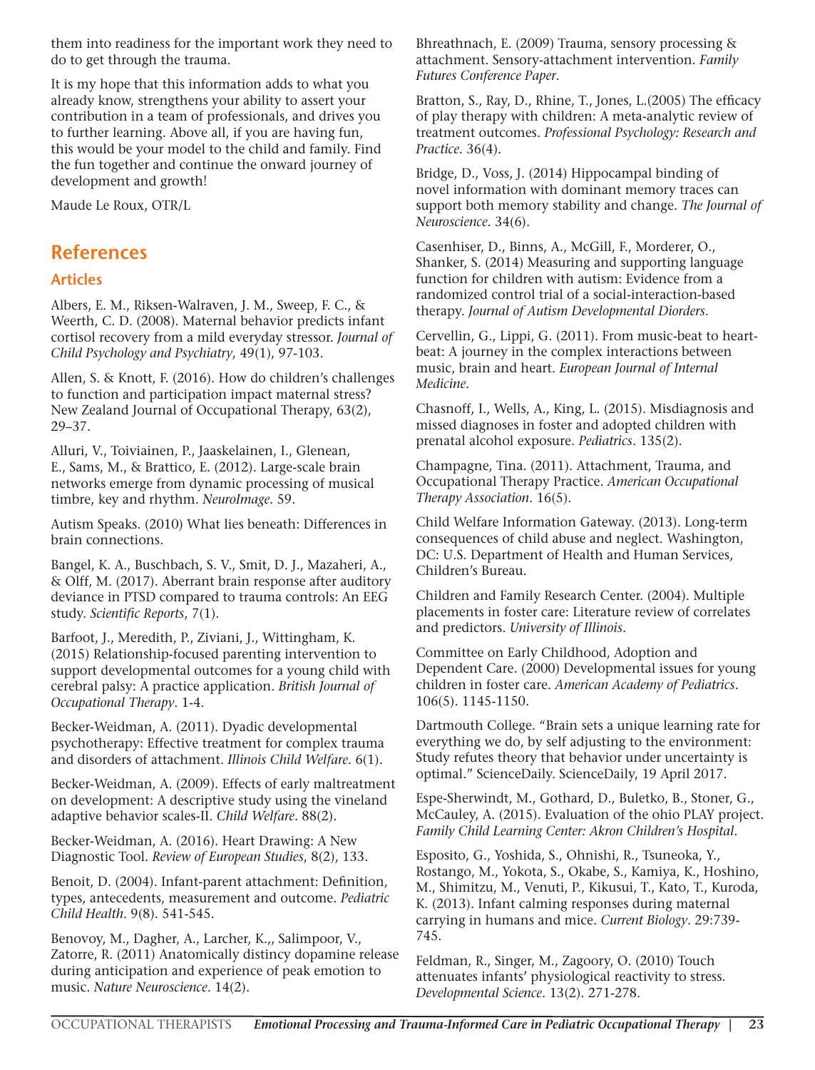them into readiness for the important work they need to do to get through the trauma.

It is my hope that this information adds to what you already know, strengthens your ability to assert your contribution in a team of professionals, and drives you to further learning. Above all, if you are having fun, this would be your model to the child and family. Find the fun together and continue the onward journey of development and growth!

Maude Le Roux, OTR/L

## References

### Articles

Albers, E. M., Riksen-Walraven, J. M., Sweep, F. C., & Weerth, C. D. (2008). Maternal behavior predicts infant cortisol recovery from a mild everyday stressor. *Journal of Child Psychology and Psychiatry*, 49(1), 97-103.

Allen, S. & Knott, F. (2016). How do children's challenges to function and participation impact maternal stress? New Zealand Journal of Occupational Therapy, 63(2), 29–37.

Alluri, V., Toiviainen, P., Jaaskelainen, I., Glenean, E., Sams, M., & Brattico, E. (2012). Large-scale brain networks emerge from dynamic processing of musical timbre, key and rhythm. *NeuroImage*. 59.

Autism Speaks. (2010) What lies beneath: Differences in brain connections.

Bangel, K. A., Buschbach, S. V., Smit, D. J., Mazaheri, A., & Olff, M. (2017). Aberrant brain response after auditory deviance in PTSD compared to trauma controls: An EEG study. *Scientific Reports*, 7(1).

Barfoot, J., Meredith, P., Ziviani, J., Wittingham, K. (2015) Relationship-focused parenting intervention to support developmental outcomes for a young child with cerebral palsy: A practice application. *British Journal of Occupational Therapy*. 1-4.

Becker-Weidman, A. (2011). Dyadic developmental psychotherapy: Effective treatment for complex trauma and disorders of attachment. *Illinois Child Welfare*. 6(1).

Becker-Weidman, A. (2009). Effects of early maltreatment on development: A descriptive study using the vineland adaptive behavior scales-II. *Child Welfare*. 88(2).

Becker-Weidman, A. (2016). Heart Drawing: A New Diagnostic Tool. *Review of European Studies*, 8(2), 133.

Benoit, D. (2004). Infant-parent attachment: Definition, types, antecedents, measurement and outcome. *Pediatric Child Health*. 9(8). 541-545.

Benovoy, M., Dagher, A., Larcher, K.,, Salimpoor, V., Zatorre, R. (2011) Anatomically distincy dopamine release during anticipation and experience of peak emotion to music. *Nature Neuroscience*. 14(2).

Bhreathnach, E. (2009) Trauma, sensory processing & attachment. Sensory-attachment intervention. *Family Futures Conference Paper*.

Bratton, S., Ray, D., Rhine, T., Jones, L.(2005) The efficacy of play therapy with children: A meta-analytic review of treatment outcomes. *Professional Psychology: Research and Practice*. 36(4).

Bridge, D., Voss, J. (2014) Hippocampal binding of novel information with dominant memory traces can support both memory stability and change. *The Journal of Neuroscience*. 34(6).

Casenhiser, D., Binns, A., McGill, F., Morderer, O., Shanker, S. (2014) Measuring and supporting language function for children with autism: Evidence from a randomized control trial of a social-interaction-based therapy. *Journal of Autism Developmental Diorders*.

Cervellin, G., Lippi, G. (2011). From music-beat to heart-beat: A journey in the complex interactions between music, brain and heart. *European Journal of Internal Medicine*.

Chasnoff, I., Wells, A., King, L. (2015). Misdiagnosis and missed diagnoses in foster and adopted children with prenatal alcohol exposure. *Pediatrics*. 135(2).

Champagne, Tina. (2011). Attachment, Trauma, and Occupational Therapy Practice. *American Occupational Therapy Association*. 16(5).

Child Welfare Information Gateway. (2013). Long-term consequences of child abuse and neglect. Washington, DC: U.S. Department of Health and Human Services, Children's Bureau.

Children and Family Research Center. (2004). Multiple placements in foster care: Literature review of correlates and predictors. *University of Illinois*.

Committee on Early Childhood, Adoption and Dependent Care. (2000) Developmental issues for young children in foster care. *American Academy of Pediatrics*. 106(5). 1145-1150.

Dartmouth College. "Brain sets a unique learning rate for everything we do, by self adjusting to the environment: Study refutes theory that behavior under uncertainty is optimal." ScienceDaily. ScienceDaily, 19 April 2017.

Espe-Sherwindt, M., Gothard, D., Buletko, B., Stoner, G., McCauley, A. (2015). Evaluation of the ohio PLAY project. *Family Child Learning Center: Akron Children's Hospital*.

Esposito, G., Yoshida, S., Ohnishi, R., Tsuneoka, Y., Rostango, M., Yokota, S., Okabe, S., Kamiya, K., Hoshino, M., Shimitzu, M., Venuti, P., Kikusui, T., Kato, T., Kuroda, K. (2013). Infant calming responses during maternal carrying in humans and mice. *Current Biology*. 29:739-745.

Feldman, R., Singer, M., Zagoory, O. (2010) Touch attenuates infants' physiological reactivity to stress. *Developmental Science*. 13(2). 271-278.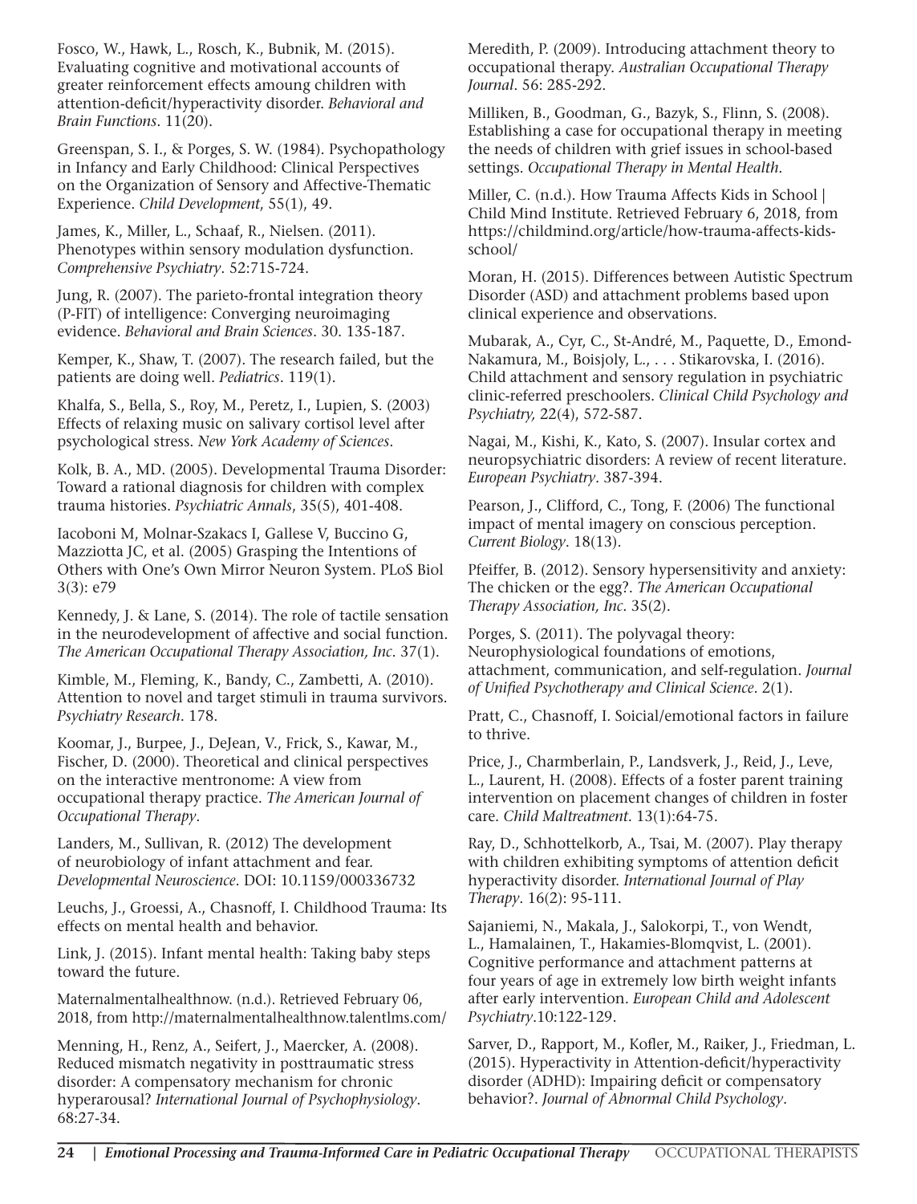Fosco, W., Hawk, L., Rosch, K., Bubnik, M. (2015). Evaluating cognitive and motivational accounts of greater reinforcement effects amoung children with attention-deficit/hyperactivity disorder. *Behavioral and Brain Functions*. 11(20).

Greenspan, S. I., & Porges, S. W. (1984). Psychopathology in Infancy and Early Childhood: Clinical Perspectives on the Organization of Sensory and Affective-Thematic Experience. *Child Development*, 55(1), 49.

James, K., Miller, L., Schaaf, R., Nielsen. (2011). Phenotypes within sensory modulation dysfunction. *Comprehensive Psychiatry*. 52:715-724.

Jung, R. (2007). The parieto-frontal integration theory (P-FIT) of intelligence: Converging neuroimaging evidence. *Behavioral and Brain Sciences*. 30. 135-187.

Kemper, K., Shaw, T. (2007). The research failed, but the patients are doing well. *Pediatrics*. 119(1).

Khalfa, S., Bella, S., Roy, M., Peretz, I., Lupien, S. (2003) Effects of relaxing music on salivary cortisol level after psychological stress. *New York Academy of Sciences*.

Kolk, B. A., MD. (2005). Developmental Trauma Disorder: Toward a rational diagnosis for children with complex trauma histories. *Psychiatric Annals*, 35(5), 401-408.

Iacoboni M, Molnar-Szakacs I, Gallese V, Buccino G, Mazziotta JC, et al. (2005) Grasping the Intentions of Others with One's Own Mirror Neuron System. PLoS Biol 3(3): e79

Kennedy, J. & Lane, S. (2014). The role of tactile sensation in the neurodevelopment of affective and social function. *The American Occupational Therapy Association, Inc*. 37(1).

Kimble, M., Fleming, K., Bandy, C., Zambetti, A. (2010). Attention to novel and target stimuli in trauma survivors. *Psychiatry Research*. 178.

Koomar, J., Burpee, J., DeJean, V., Frick, S., Kawar, M., Fischer, D. (2000). Theoretical and clinical perspectives on the interactive mentronome: A view from occupational therapy practice. *The American Journal of Occupational Therapy*.

Landers, M., Sullivan, R. (2012) The development of neurobiology of infant attachment and fear. *Developmental Neuroscience*. DOI: 10.1159/000336732

Leuchs, J., Groessi, A., Chasnoff, I. Childhood Trauma: Its effects on mental health and behavior.

Link, J. (2015). Infant mental health: Taking baby steps toward the future.

Maternalmentalhealthnow. (n.d.). Retrieved February 06, 2018, from http://maternalmentalhealthnow.talentlms.com/

Menning, H., Renz, A., Seifert, J., Maercker, A. (2008). Reduced mismatch negativity in posttraumatic stress disorder: A compensatory mechanism for chronic hyperarousal? *International Journal of Psychophysiology*. 68:27-34.

Meredith, P. (2009). Introducing attachment theory to occupational therapy. *Australian Occupational Therapy Journal*. 56: 285-292.

Milliken, B., Goodman, G., Bazyk, S., Flinn, S. (2008). Establishing a case for occupational therapy in meeting the needs of children with grief issues in school-based settings. *Occupational Therapy in Mental Health*.

Miller, C. (n.d.). How Trauma Affects Kids in School | Child Mind Institute. Retrieved February 6, 2018, from https://childmind.org/article/how-trauma-affects-kids-school/

Moran, H. (2015). Differences between Autistic Spectrum Disorder (ASD) and attachment problems based upon clinical experience and observations.

Mubarak, A., Cyr, C., St-André, M., Paquette, D., Emond-Nakamura, M., Boisjoly, L., . . . Stikarovska, I. (2016). Child attachment and sensory regulation in psychiatric clinic-referred preschoolers. *Clinical Child Psychology and Psychiatry,* 22(4), 572-587.

Nagai, M., Kishi, K., Kato, S. (2007). Insular cortex and neuropsychiatric disorders: A review of recent literature. *European Psychiatry*. 387-394.

Pearson, J., Clifford, C., Tong, F. (2006) The functional impact of mental imagery on conscious perception. *Current Biology*. 18(13).

Pfeiffer, B. (2012). Sensory hypersensitivity and anxiety: The chicken or the egg?. *The American Occupational Therapy Association, Inc*. 35(2).

Porges, S. (2011). The polyvagal theory: Neurophysiological foundations of emotions, attachment, communication, and self-regulation. *Journal of Unified Psychotherapy and Clinical Science*. 2(1).

Pratt, C., Chasnoff, I. Soicial/emotional factors in failure to thrive.

Price, J., Charmberlain, P., Landsverk, J., Reid, J., Leve, L., Laurent, H. (2008). Effects of a foster parent training intervention on placement changes of children in foster care. *Child Maltreatment*. 13(1):64-75.

Ray, D., Schhottelkorb, A., Tsai, M. (2007). Play therapy with children exhibiting symptoms of attention deficit hyperactivity disorder. *International Journal of Play Therapy*. 16(2): 95-111.

Sajaniemi, N., Makala, J., Salokorpi, T., von Wendt, L., Hamalainen, T., Hakamies-Blomqvist, L. (2001). Cognitive performance and attachment patterns at four years of age in extremely low birth weight infants after early intervention. *European Child and Adolescent Psychiatry*.10:122-129.

Sarver, D., Rapport, M., Kofler, M., Raiker, J., Friedman, L. (2015). Hyperactivity in Attention-deficit/hyperactivity disorder (ADHD): Impairing deficit or compensatory behavior?. *Journal of Abnormal Child Psychology*.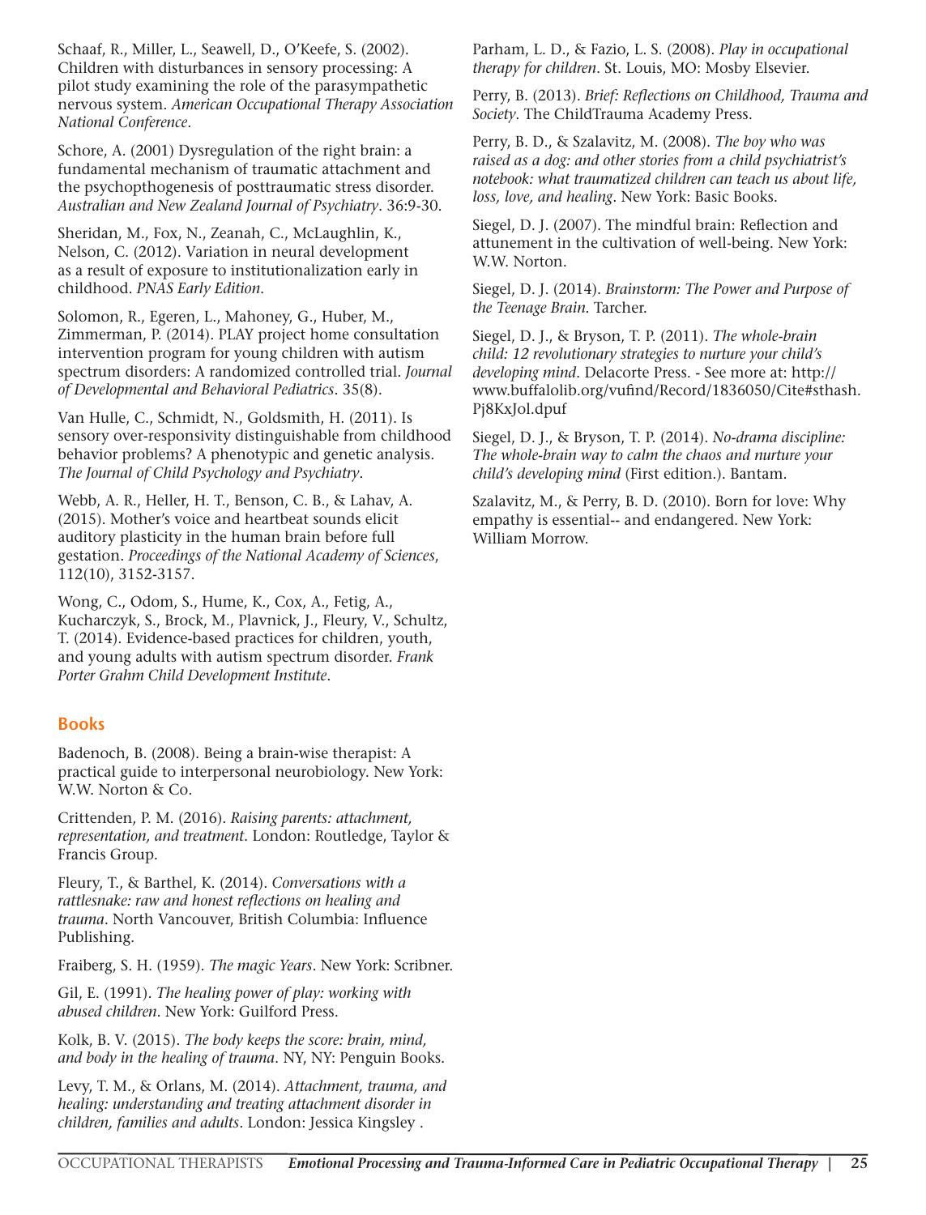Schaaf, R., Miller, L., Seawell, D., O'Keefe, S. (2002). Children with disturbances in sensory processing: A pilot study examining the role of the parasympathetic nervous system. *American Occupational Therapy Association National Conference*.

Schore, A. (2001) Dysregulation of the right brain: a fundamental mechanism of traumatic attachment and the psychopthogenesis of posttraumatic stress disorder. *Australian and New Zealand Journal of Psychiatry*. 36:9-30.

Sheridan, M., Fox, N., Zeanah, C., McLaughlin, K., Nelson, C. (2012). Variation in neural development as a result of exposure to institutionalization early in childhood. *PNAS Early Edition*.

Solomon, R., Egeren, L., Mahoney, G., Huber, M., Zimmerman, P. (2014). PLAY project home consultation intervention program for young children with autism spectrum disorders: A randomized controlled trial. *Journal of Developmental and Behavioral Pediatrics*. 35(8).

Van Hulle, C., Schmidt, N., Goldsmith, H. (2011). Is sensory over-responsivity distinguishable from childhood behavior problems? A phenotypic and genetic analysis. *The Journal of Child Psychology and Psychiatry*.

Webb, A. R., Heller, H. T., Benson, C. B., & Lahav, A. (2015). Mother's voice and heartbeat sounds elicit auditory plasticity in the human brain before full gestation. *Proceedings of the National Academy of Sciences*, 112(10), 3152-3157.

Wong, C., Odom, S., Hume, K., Cox, A., Fetig, A., Kucharczyk, S., Brock, M., Plavnick, J., Fleury, V., Schultz, T. (2014). Evidence-based practices for children, youth, and young adults with autism spectrum disorder. *Frank Porter Grahm Child Development Institute*.

## Books

Badenoch, B. (2008). Being a brain-wise therapist: A practical guide to interpersonal neurobiology. New York: W.W. Norton & Co.

Crittenden, P. M. (2016). *Raising parents: attachment, representation, and treatment*. London: Routledge, Taylor & Francis Group.

Fleury, T., & Barthel, K. (2014). *Conversations with a rattlesnake: raw and honest reflections on healing and trauma*. North Vancouver, British Columbia: Influence Publishing.

Fraiberg, S. H. (1959). *The magic Years*. New York: Scribner.

Gil, E. (1991). *The healing power of play: working with abused children*. New York: Guilford Press.

Kolk, B. V. (2015). *The body keeps the score: brain, mind, and body in the healing of trauma*. NY, NY: Penguin Books.

Levy, T. M., & Orlans, M. (2014). *Attachment, trauma, and healing: understanding and treating attachment disorder in children, families and adults*. London: Jessica Kingsley .

Parham, L. D., & Fazio, L. S. (2008). *Play in occupational therapy for children*. St. Louis, MO: Mosby Elsevier.

Perry, B. (2013). *Brief: Reflections on Childhood, Trauma and Society*. The ChildTrauma Academy Press.

Perry, B. D., & Szalavitz, M. (2008). *The boy who was raised as a dog: and other stories from a child psychiatrist's notebook: what traumatized children can teach us about life, loss, love, and healing*. New York: Basic Books.

Siegel, D. J. (2007). The mindful brain: Reflection and attunement in the cultivation of well-being. New York: W.W. Norton.

Siegel, D. J. (2014). *Brainstorm: The Power and Purpose of the Teenage Brain.* Tarcher.

Siegel, D. J., & Bryson, T. P. (2011). *The whole-brain child: 12 revolutionary strategies to nurture your child's developing mind*. Delacorte Press. - See more at: http://www.buffalolib.org/vufind/Record/1836050/Cite#sthash.Pj8KxJol.dpuf

Siegel, D. J., & Bryson, T. P. (2014). *No-drama discipline: The whole-brain way to calm the chaos and nurture your child's developing mind* (First edition.). Bantam.

Szalavitz, M., & Perry, B. D. (2010). Born for love: Why empathy is essential-- and endangered. New York: William Morrow.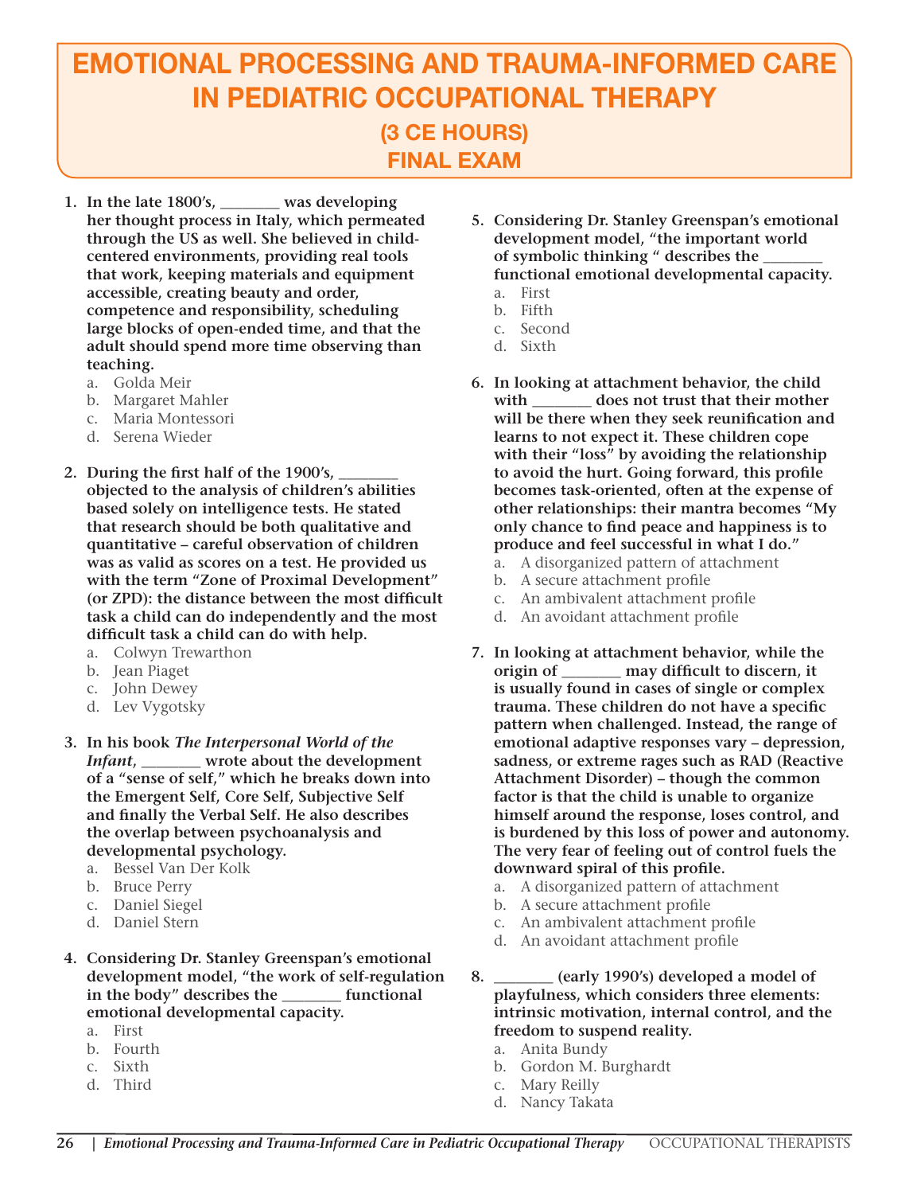# EMOTIONAL PROCESSING AND TRAUMA-INFORMED CARE IN PEDIATRIC OCCUPATIONAL THERAPY

## (3 CE HOURS)

## FINAL EXAM

1. **In the late 1800's, _______ was developing her thought process in Italy, which permeated through the US as well. She believed in child-centered environments, providing real tools that work, keeping materials and equipment accessible, creating beauty and order, competence and responsibility, scheduling large blocks of open-ended time, and that the adult should spend more time observing than teaching.**
   a. Golda Meir
   b. Margaret Mahler
   c. Maria Montessori
   d. Serena Wieder

2. **During the first half of the 1900's, _______ objected to the analysis of children's abilities based solely on intelligence tests. He stated that research should be both qualitative and quantitative – careful observation of children was as valid as scores on a test. He provided us with the term "Zone of Proximal Development" (or ZPD): the distance between the most difficult task a child can do independently and the most difficult task a child can do with help.**
   a. Colwyn Trewarthon
   b. Jean Piaget
   c. John Dewey
   d. Lev Vygotsky

3. **In his book *The Interpersonal World of the Infant*, _______ wrote about the development of a "sense of self," which he breaks down into the Emergent Self, Core Self, Subjective Self and finally the Verbal Self. He also describes the overlap between psychoanalysis and developmental psychology.**
   a. Bessel Van Der Kolk
   b. Bruce Perry
   c. Daniel Siegel
   d. Daniel Stern

4. **Considering Dr. Stanley Greenspan's emotional development model, "the work of self-regulation in the body" describes the _______ functional emotional developmental capacity.**
   a. First
   b. Fourth
   c. Sixth
   d. Third

5. **Considering Dr. Stanley Greenspan's emotional development model, "the important world of symbolic thinking " describes the _______ functional emotional developmental capacity.**
   a. First
   b. Fifth
   c. Second
   d. Sixth

6. **In looking at attachment behavior, the child with _______ does not trust that their mother will be there when they seek reunification and learns to not expect it. These children cope with their "loss" by avoiding the relationship to avoid the hurt. Going forward, this profile becomes task-oriented, often at the expense of other relationships: their mantra becomes "My only chance to find peace and happiness is to produce and feel successful in what I do."**
   a. A disorganized pattern of attachment
   b. A secure attachment profile
   c. An ambivalent attachment profile
   d. An avoidant attachment profile

7. **In looking at attachment behavior, while the origin of _______ may difficult to discern, it is usually found in cases of single or complex trauma. These children do not have a specific pattern when challenged. Instead, the range of emotional adaptive responses vary – depression, sadness, or extreme rages such as RAD (Reactive Attachment Disorder) – though the common factor is that the child is unable to organize himself around the response, loses control, and is burdened by this loss of power and autonomy. The very fear of feeling out of control fuels the downward spiral of this profile.**
   a. A disorganized pattern of attachment
   b. A secure attachment profile
   c. An ambivalent attachment profile
   d. An avoidant attachment profile

8. **_______ (early 1990's) developed a model of playfulness, which considers three elements: intrinsic motivation, internal control, and the freedom to suspend reality.**
   a. Anita Bundy
   b. Gordon M. Burghardt
   c. Mary Reilly
   d. Nancy Takata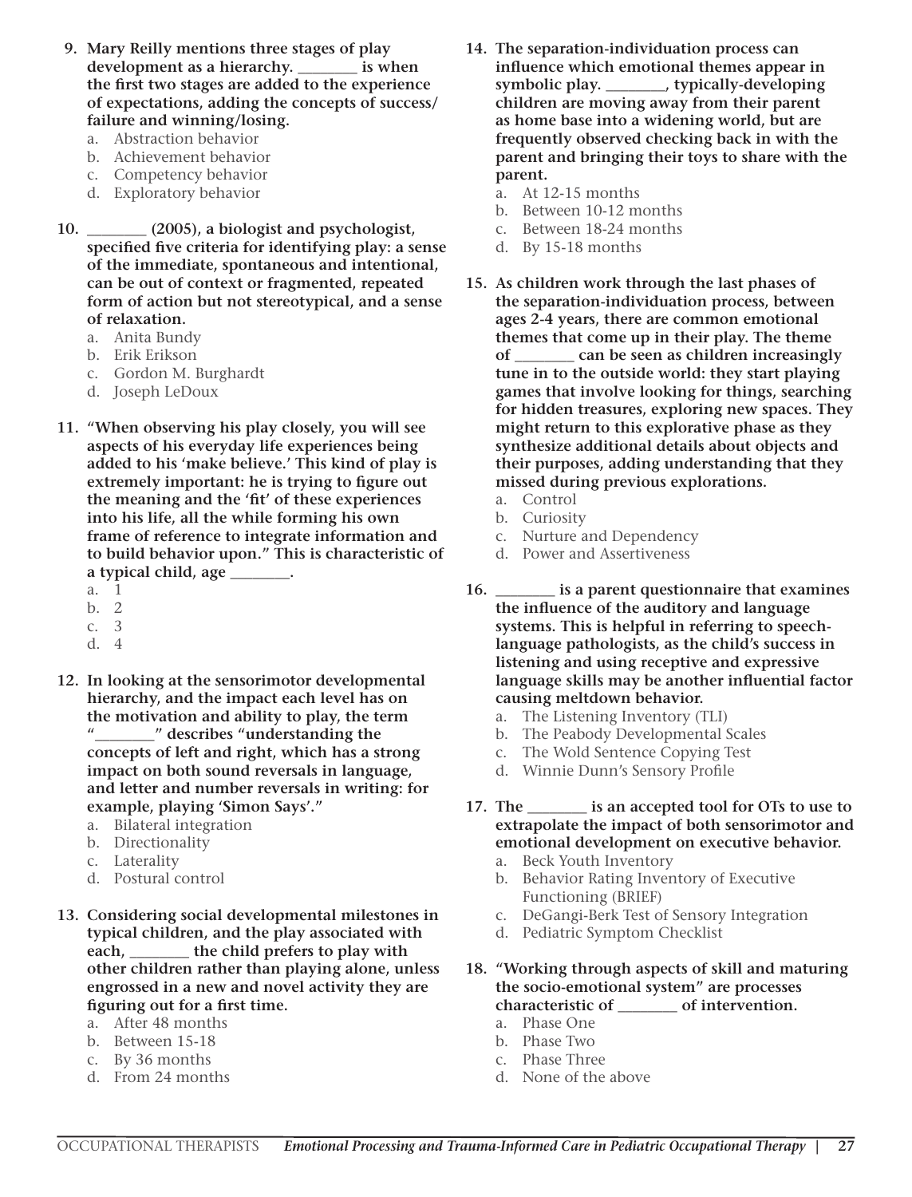9. **Mary Reilly mentions three stages of play development as a hierarchy. ________ is when the first two stages are added to the experience of expectations, adding the concepts of success/failure and winning/losing.**
   a. Abstraction behavior
   b. Achievement behavior
   c. Competency behavior
   d. Exploratory behavior

10. **________ (2005), a biologist and psychologist, specified five criteria for identifying play: a sense of the immediate, spontaneous and intentional, can be out of context or fragmented, repeated form of action but not stereotypical, and a sense of relaxation.**
   a. Anita Bundy
   b. Erik Erikson
   c. Gordon M. Burghardt
   d. Joseph LeDoux

11. **"When observing his play closely, you will see aspects of his everyday life experiences being added to his 'make believe.' This kind of play is extremely important: he is trying to figure out the meaning and the 'fit' of these experiences into his life, all the while forming his own frame of reference to integrate information and to build behavior upon." This is characteristic of a typical child, age ________.**
   a. 1
   b. 2
   c. 3
   d. 4

12. **In looking at the sensorimotor developmental hierarchy, and the impact each level has on the motivation and ability to play, the term "________" describes "understanding the concepts of left and right, which has a strong impact on both sound reversals in language, and letter and number reversals in writing: for example, playing 'Simon Says'."**
   a. Bilateral integration
   b. Directionality
   c. Laterality
   d. Postural control

13. **Considering social developmental milestones in typical children, and the play associated with each, ________ the child prefers to play with other children rather than playing alone, unless engrossed in a new and novel activity they are figuring out for a first time.**
   a. After 48 months
   b. Between 15-18
   c. By 36 months
   d. From 24 months

14. **The separation-individuation process can influence which emotional themes appear in symbolic play. ________, typically-developing children are moving away from their parent as home base into a widening world, but are frequently observed checking back in with the parent and bringing their toys to share with the parent.**
   a. At 12-15 months
   b. Between 10-12 months
   c. Between 18-24 months
   d. By 15-18 months

15. **As children work through the last phases of the separation-individuation process, between ages 2-4 years, there are common emotional themes that come up in their play. The theme of ________ can be seen as children increasingly tune in to the outside world: they start playing games that involve looking for things, searching for hidden treasures, exploring new spaces. They might return to this explorative phase as they synthesize additional details about objects and their purposes, adding understanding that they missed during previous explorations.**
   a. Control
   b. Curiosity
   c. Nurture and Dependency
   d. Power and Assertiveness

16. **________ is a parent questionnaire that examines the influence of the auditory and language systems. This is helpful in referring to speech-language pathologists, as the child's success in listening and using receptive and expressive language skills may be another influential factor causing meltdown behavior.**
   a. The Listening Inventory (TLI)
   b. The Peabody Developmental Scales
   c. The Wold Sentence Copying Test
   d. Winnie Dunn's Sensory Profile

17. **The ________ is an accepted tool for OTs to use to extrapolate the impact of both sensorimotor and emotional development on executive behavior.**
   a. Beck Youth Inventory
   b. Behavior Rating Inventory of Executive Functioning (BRIEF)
   c. DeGangi-Berk Test of Sensory Integration
   d. Pediatric Symptom Checklist

18. **"Working through aspects of skill and maturing the socio-emotional system" are processes characteristic of ________ of intervention.**
   a. Phase One
   b. Phase Two
   c. Phase Three
   d. None of the above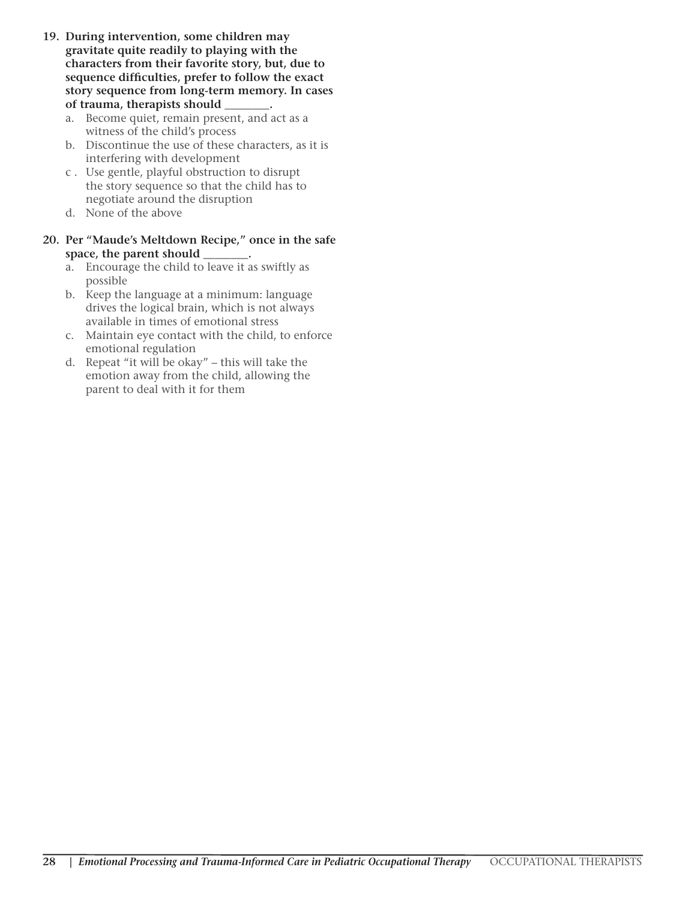**19. During intervention, some children may gravitate quite readily to playing with the characters from their favorite story, but, due to sequence difficulties, prefer to follow the exact story sequence from long-term memory. In cases of trauma, therapists should ________.**

a. Become quiet, remain present, and act as a witness of the child's process
b. Discontinue the use of these characters, as it is interfering with development
c. Use gentle, playful obstruction to disrupt the story sequence so that the child has to negotiate around the disruption
d. None of the above

**20. Per "Maude's Meltdown Recipe," once in the safe space, the parent should ________.**

a. Encourage the child to leave it as swiftly as possible
b. Keep the language at a minimum: language drives the logical brain, which is not always available in times of emotional stress
c. Maintain eye contact with the child, to enforce emotional regulation
d. Repeat "it will be okay" – this will take the emotion away from the child, allowing the parent to deal with it for them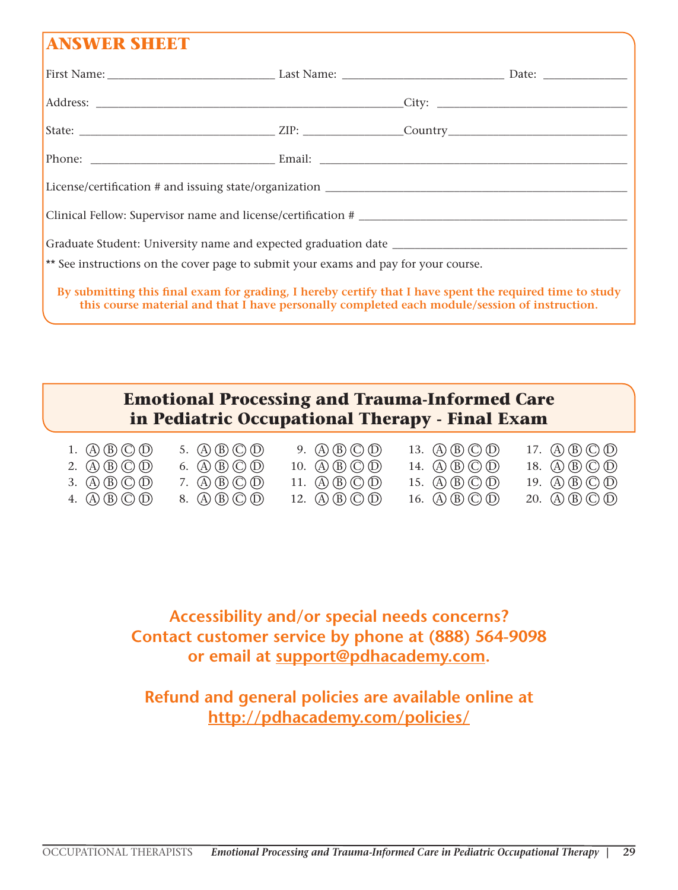## ANSWER SHEET

First Name: ___________________________ Last Name: __________________________ Date: _____________

Address: __________________________________________________City: ______________________________

State: ________________________________ ZIP: _______________Country_____________________________

Phone: ______________________________ Email: ___________________________________________________

License/certification # and issuing state/organization _______________________________________________

Clinical Fellow: Supervisor name and license/certification # __________________________________________

Graduate Student: University name and expected graduation date ______________________________________

** See instructions on the cover page to submit your exams and pay for your course.

**By submitting this final exam for grading, I hereby certify that I have spent the required time to study this course material and that I have personally completed each module/session of instruction.**

## Emotional Processing and Trauma-Informed Care in Pediatric Occupational Therapy - Final Exam

| | | | | |
|---|---|---|---|---|
| 1. Ⓐ Ⓑ Ⓒ Ⓓ | 5. Ⓐ Ⓑ Ⓒ Ⓓ | 9. Ⓐ Ⓑ Ⓒ Ⓓ | 13. Ⓐ Ⓑ Ⓒ Ⓓ | 17. Ⓐ Ⓑ Ⓒ Ⓓ |
| 2. Ⓐ Ⓑ Ⓒ Ⓓ | 6. Ⓐ Ⓑ Ⓒ Ⓓ | 10. Ⓐ Ⓑ Ⓒ Ⓓ | 14. Ⓐ Ⓑ Ⓒ Ⓓ | 18. Ⓐ Ⓑ Ⓒ Ⓓ |
| 3. Ⓐ Ⓑ Ⓒ Ⓓ | 7. Ⓐ Ⓑ Ⓒ Ⓓ | 11. Ⓐ Ⓑ Ⓒ Ⓓ | 15. Ⓐ Ⓑ Ⓒ Ⓓ | 19. Ⓐ Ⓑ Ⓒ Ⓓ |
| 4. Ⓐ Ⓑ Ⓒ Ⓓ | 8. Ⓐ Ⓑ Ⓒ Ⓓ | 12. Ⓐ Ⓑ Ⓒ Ⓓ | 16. Ⓐ Ⓑ Ⓒ Ⓓ | 20. Ⓐ Ⓑ Ⓒ Ⓓ |

**Accessibility and/or special needs concerns?**
**Contact customer service by phone at (888) 564-9098**
**or email at support@pdhacademy.com.**

**Refund and general policies are available online at**
**http://pdhacademy.com/policies/**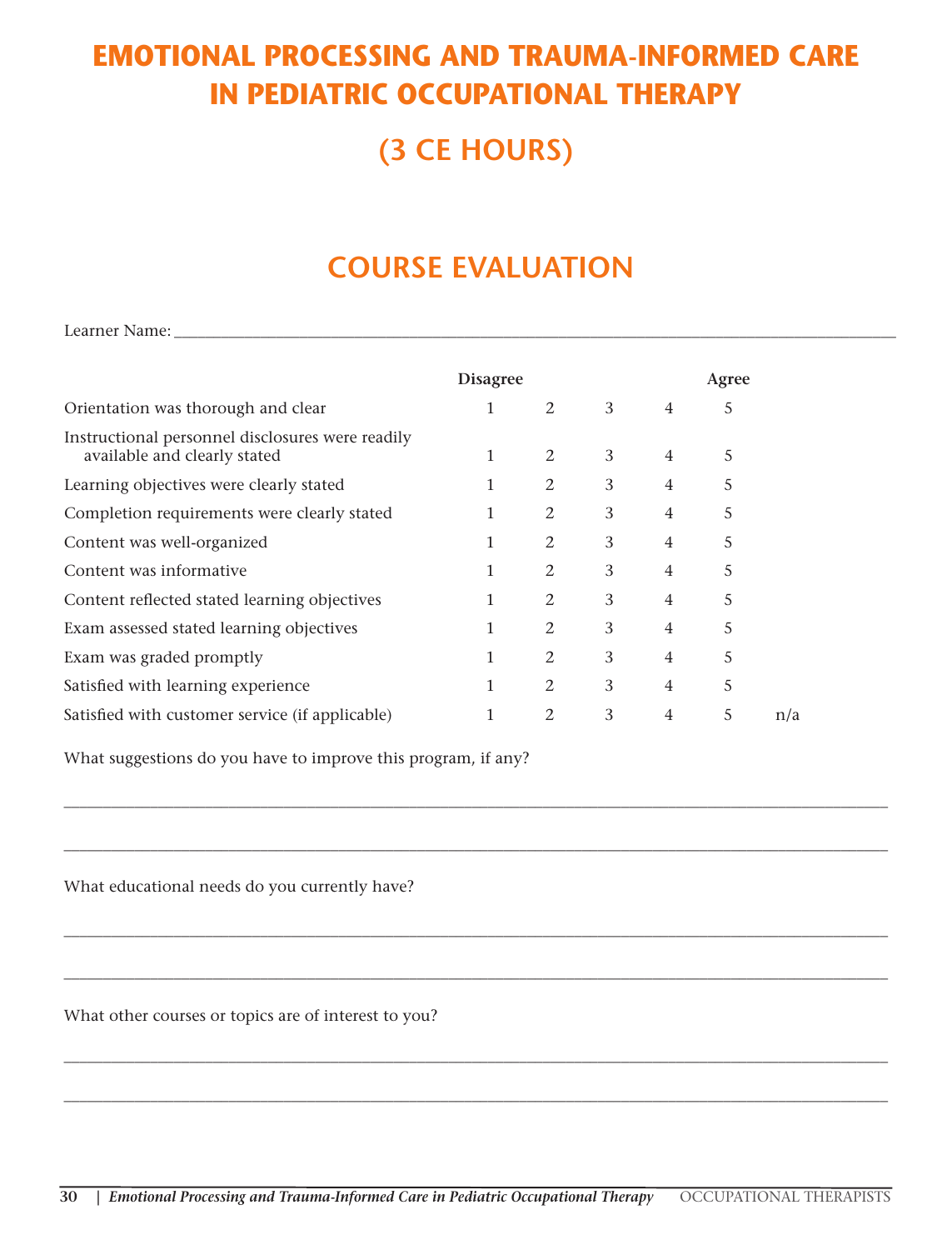# EMOTIONAL PROCESSING AND TRAUMA-INFORMED CARE IN PEDIATRIC OCCUPATIONAL THERAPY

## (3 CE HOURS)

## COURSE EVALUATION

Learner Name: ___________________________________________

| | Disagree | | | | Agree | |
|---|---|---|---|---|---|---|
| Orientation was thorough and clear | 1 | 2 | 3 | 4 | 5 | |
| Instructional personnel disclosures were readily available and clearly stated | 1 | 2 | 3 | 4 | 5 | |
| Learning objectives were clearly stated | 1 | 2 | 3 | 4 | 5 | |
| Completion requirements were clearly stated | 1 | 2 | 3 | 4 | 5 | |
| Content was well-organized | 1 | 2 | 3 | 4 | 5 | |
| Content was informative | 1 | 2 | 3 | 4 | 5 | |
| Content reflected stated learning objectives | 1 | 2 | 3 | 4 | 5 | |
| Exam assessed stated learning objectives | 1 | 2 | 3 | 4 | 5 | |
| Exam was graded promptly | 1 | 2 | 3 | 4 | 5 | |
| Satisfied with learning experience | 1 | 2 | 3 | 4 | 5 | |
| Satisfied with customer service (if applicable) | 1 | 2 | 3 | 4 | 5 | n/a |

What suggestions do you have to improve this program, if any?

___________________________________________

___________________________________________

What educational needs do you currently have?

___________________________________________

___________________________________________

What other courses or topics are of interest to you?

___________________________________________

___________________________________________